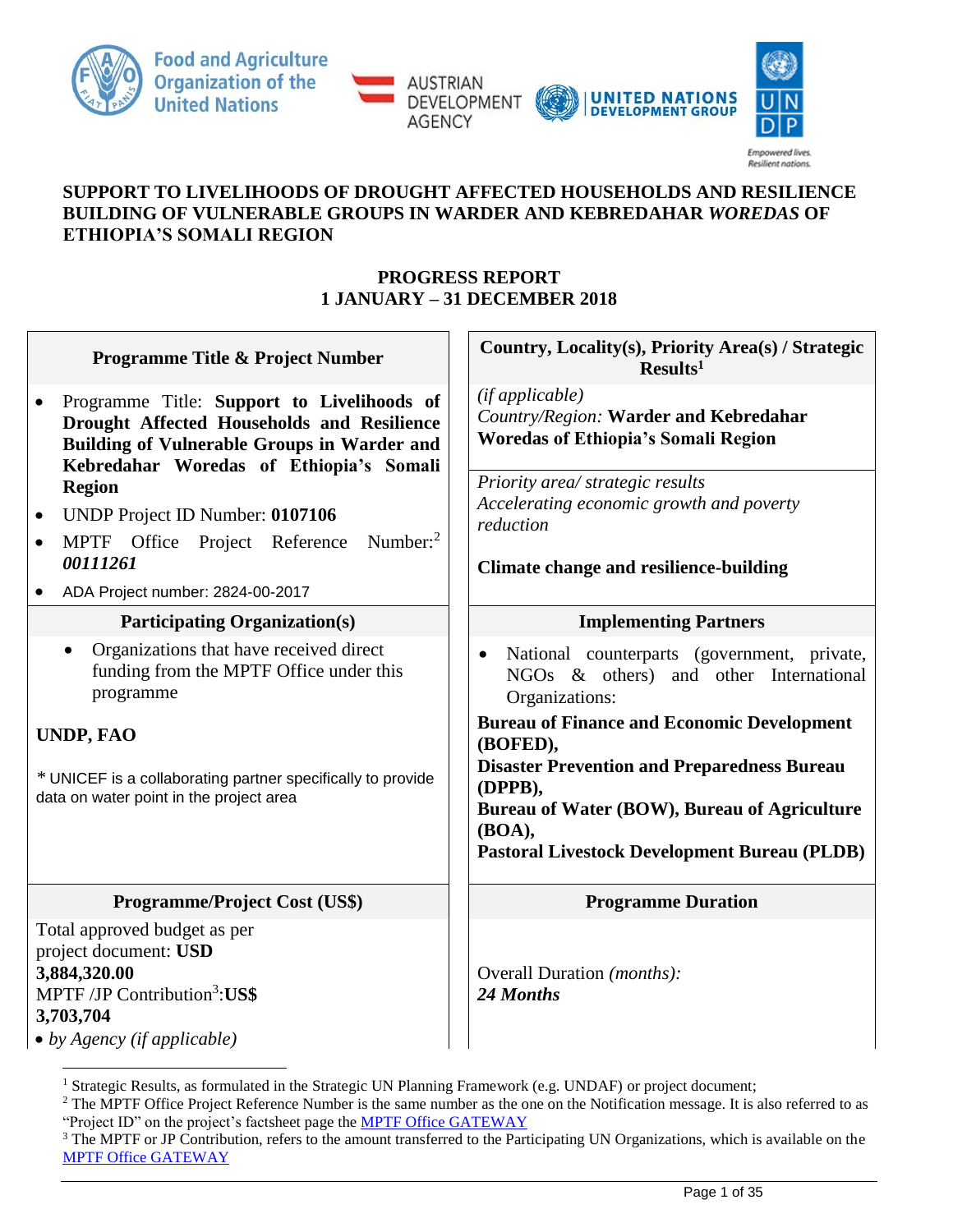# SUPPORT TO LIVELIHOODS OF DROUGHT AFFECTED HOUSEHOLDS AND RESILIENCE BUILDING OF VULNERABLE GROUPS IN WARDER AND KEBREDAHAR *WOREDAS* OF ETHIOPIA'S SOMALI REGION

## PROGRESS REPORT
## 1 JANUARY – 31 DECEMBER 2018

| Programme Title & Project Number | Country, Locality(s), Priority Area(s) / Strategic Results[1] |
|---|---|
| • Programme Title: **Support to Livelihoods of Drought Affected Households and Resilience Building of Vulnerable Groups in Warder and Kebredahar Woredas of Ethiopia's Somali Region**<br>• UNDP Project ID Number: **0107106**<br>• MPTF Office Project Reference Number:[2] ***00111261***<br>• ADA Project number: 2824-00-2017 | *(if applicable)*<br>*Country/Region:* **Warder and Kebredahar Woredas of Ethiopia's Somali Region**<br><br>*Priority area/ strategic results*<br>*Accelerating economic growth and poverty reduction*<br><br>**Climate change and resilience-building** |
| **Participating Organization(s)** | **Implementing Partners** |
| • Organizations that have received direct funding from the MPTF Office under this programme<br><br>**UNDP, FAO**<br><br>* UNICEF is a collaborating partner specifically to provide data on water point in the project area | • National counterparts (government, private, NGOs & others) and other International Organizations:<br>**Bureau of Finance and Economic Development (BOFED),**<br>**Disaster Prevention and Preparedness Bureau (DPPB),**<br>**Bureau of Water (BOW), Bureau of Agriculture (BOA),**<br>**Pastoral Livestock Development Bureau (PLDB)** |
| **Programme/Project Cost (US$)** | **Programme Duration** |
| Total approved budget as per project document: **USD 3,884,320.00**<br>MPTF /JP Contribution[3]:**US$ 3,703,704**<br>• *by Agency (if applicable)* | Overall Duration *(months):*<br>***24 Months*** |

[1] Strategic Results, as formulated in the Strategic UN Planning Framework (e.g. UNDAF) or project document;

[2] The MPTF Office Project Reference Number is the same number as the one on the Notification message. It is also referred to as "Project ID" on the project's factsheet page the MPTF Office GATEWAY

[3] The MPTF or JP Contribution, refers to the amount transferred to the Participating UN Organizations, which is available on the MPTF Office GATEWAY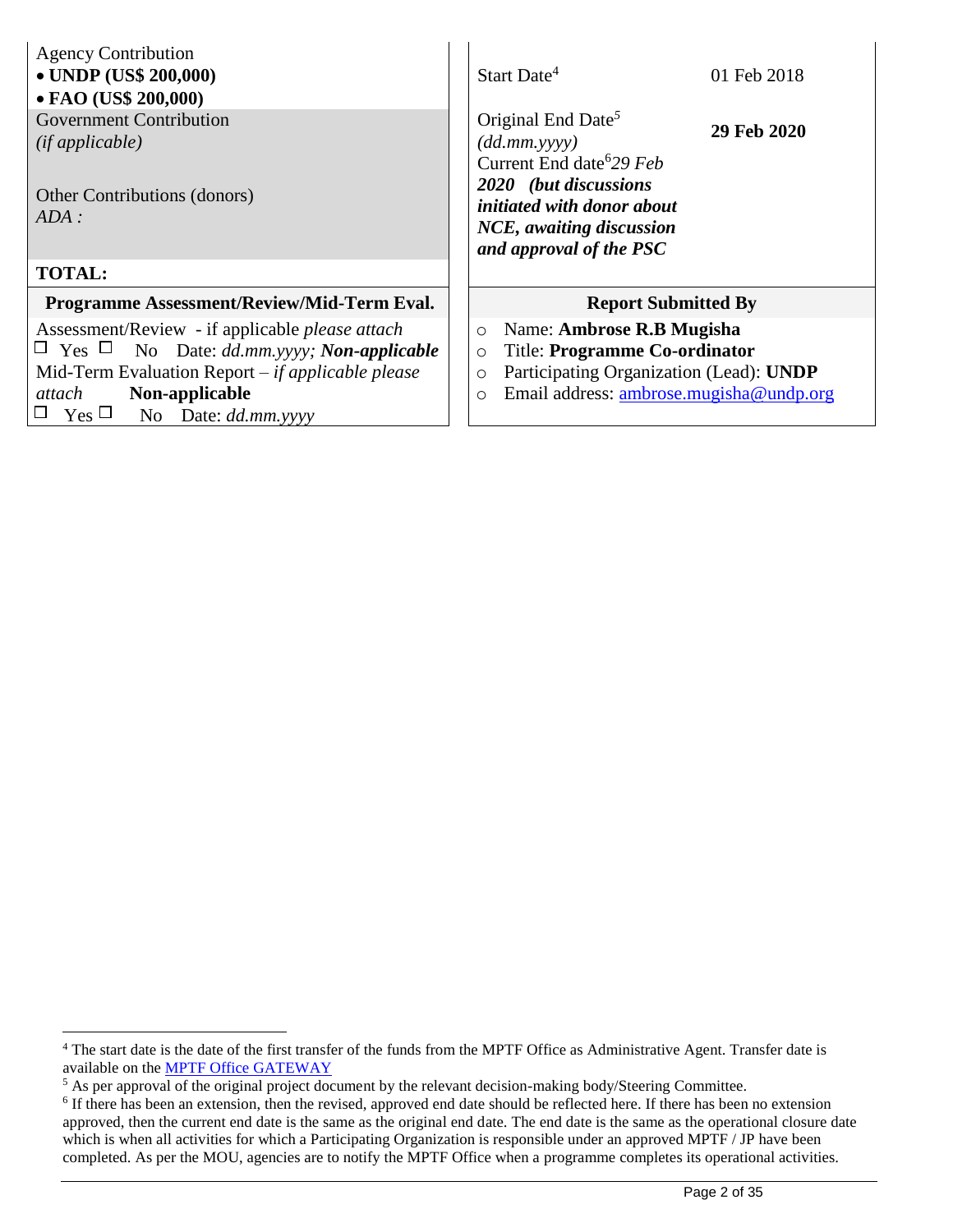| | |
|---|---|
| Agency Contribution<br>• **UNDP (US$ 200,000)**<br>• **FAO (US$ 200,000)** | Start Date[4] — 01 Feb 2018 |
| Government Contribution<br>*(if applicable)*<br><br>Other Contributions (donors)<br>*ADA :* | Original End Date[5] *(dd.mm.yyyy)* — **29 Feb 2020**<br>Current End date[6] *29 Feb 2020* ***(but discussions initiated with donor about NCE, awaiting discussion and approval of the PSC*** |
| **TOTAL:** | |

| **Programme Assessment/Review/Mid-Term Eval.** | **Report Submitted By** |
|---|---|
| Assessment/Review - if applicable *please attach*<br>☐ Yes ☐ No Date: *dd.mm.yyyy;* ***Non-applicable***<br>Mid-Term Evaluation Report – *if applicable please attach* **Non-applicable**<br>☐ Yes ☐ No Date: *dd.mm.yyyy* | ○ Name: **Ambrose R.B Mugisha**<br>○ Title: **Programme Co-ordinator**<br>○ Participating Organization (Lead): **UNDP**<br>○ Email address: [ambrose.mugisha@undp.org](mailto:ambrose.mugisha@undp.org) |

---

[4] The start date is the date of the first transfer of the funds from the MPTF Office as Administrative Agent. Transfer date is available on the MPTF Office GATEWAY

[5] As per approval of the original project document by the relevant decision-making body/Steering Committee.

[6] If there has been an extension, then the revised, approved end date should be reflected here. If there has been no extension approved, then the current end date is the same as the original end date. The end date is the same as the operational closure date which is when all activities for which a Participating Organization is responsible under an approved MPTF / JP have been completed. As per the MOU, agencies are to notify the MPTF Office when a programme completes its operational activities.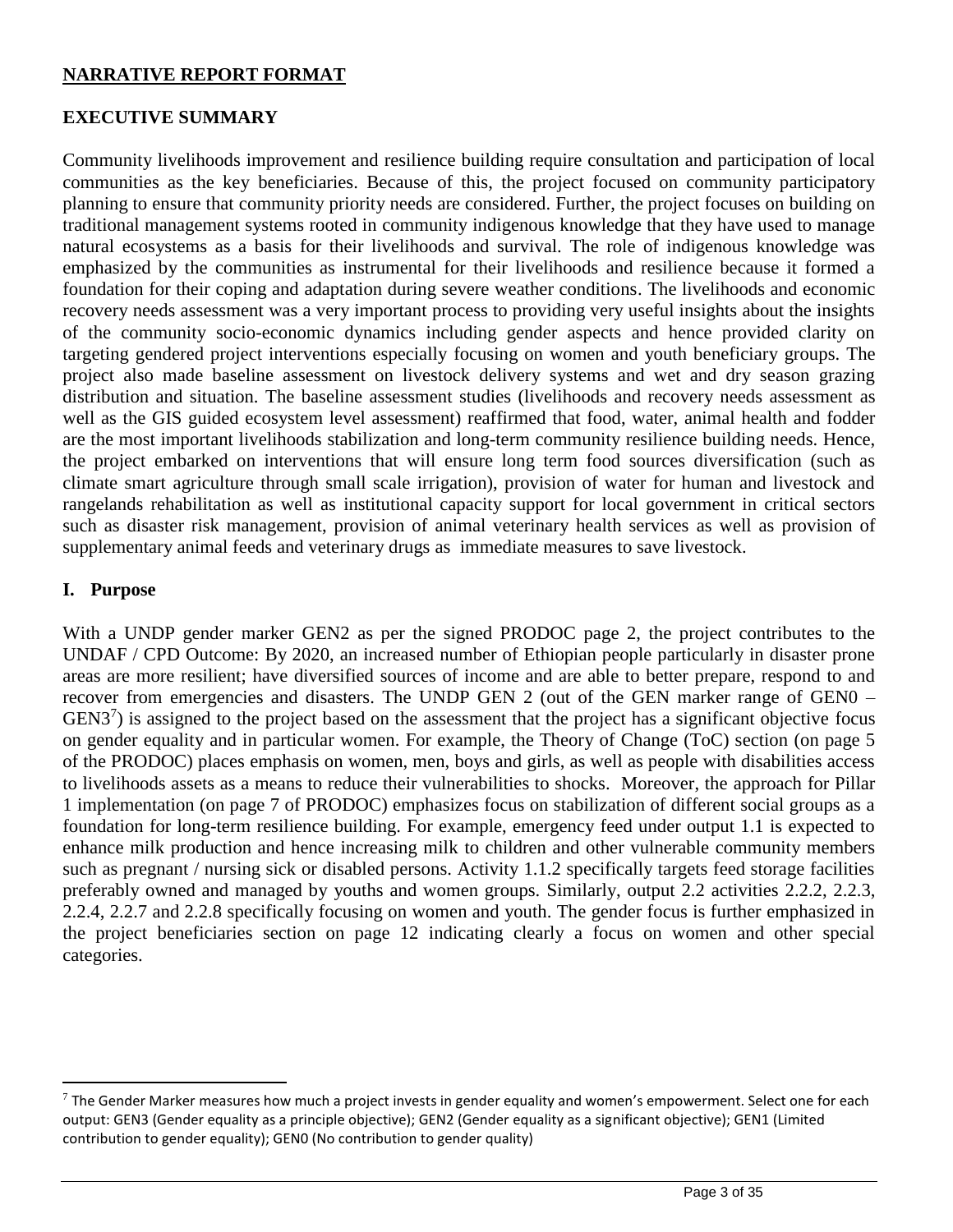## NARRATIVE REPORT FORMAT

## EXECUTIVE SUMMARY

Community livelihoods improvement and resilience building require consultation and participation of local communities as the key beneficiaries. Because of this, the project focused on community participatory planning to ensure that community priority needs are considered. Further, the project focuses on building on traditional management systems rooted in community indigenous knowledge that they have used to manage natural ecosystems as a basis for their livelihoods and survival. The role of indigenous knowledge was emphasized by the communities as instrumental for their livelihoods and resilience because it formed a foundation for their coping and adaptation during severe weather conditions. The livelihoods and economic recovery needs assessment was a very important process to providing very useful insights about the insights of the community socio-economic dynamics including gender aspects and hence provided clarity on targeting gendered project interventions especially focusing on women and youth beneficiary groups. The project also made baseline assessment on livestock delivery systems and wet and dry season grazing distribution and situation. The baseline assessment studies (livelihoods and recovery needs assessment as well as the GIS guided ecosystem level assessment) reaffirmed that food, water, animal health and fodder are the most important livelihoods stabilization and long-term community resilience building needs. Hence, the project embarked on interventions that will ensure long term food sources diversification (such as climate smart agriculture through small scale irrigation), provision of water for human and livestock and rangelands rehabilitation as well as institutional capacity support for local government in critical sectors such as disaster risk management, provision of animal veterinary health services as well as provision of supplementary animal feeds and veterinary drugs as immediate measures to save livestock.

## I. Purpose

With a UNDP gender marker GEN2 as per the signed PRODOC page 2, the project contributes to the UNDAF / CPD Outcome: By 2020, an increased number of Ethiopian people particularly in disaster prone areas are more resilient; have diversified sources of income and are able to better prepare, respond to and recover from emergencies and disasters. The UNDP GEN 2 (out of the GEN marker range of GEN0 – GEN3[7]) is assigned to the project based on the assessment that the project has a significant objective focus on gender equality and in particular women. For example, the Theory of Change (ToC) section (on page 5 of the PRODOC) places emphasis on women, men, boys and girls, as well as people with disabilities access to livelihoods assets as a means to reduce their vulnerabilities to shocks. Moreover, the approach for Pillar 1 implementation (on page 7 of PRODOC) emphasizes focus on stabilization of different social groups as a foundation for long-term resilience building. For example, emergency feed under output 1.1 is expected to enhance milk production and hence increasing milk to children and other vulnerable community members such as pregnant / nursing sick or disabled persons. Activity 1.1.2 specifically targets feed storage facilities preferably owned and managed by youths and women groups. Similarly, output 2.2 activities 2.2.2, 2.2.3, 2.2.4, 2.2.7 and 2.2.8 specifically focusing on women and youth. The gender focus is further emphasized in the project beneficiaries section on page 12 indicating clearly a focus on women and other special categories.

[7] The Gender Marker measures how much a project invests in gender equality and women's empowerment. Select one for each output: GEN3 (Gender equality as a principle objective); GEN2 (Gender equality as a significant objective); GEN1 (Limited contribution to gender equality); GEN0 (No contribution to gender quality)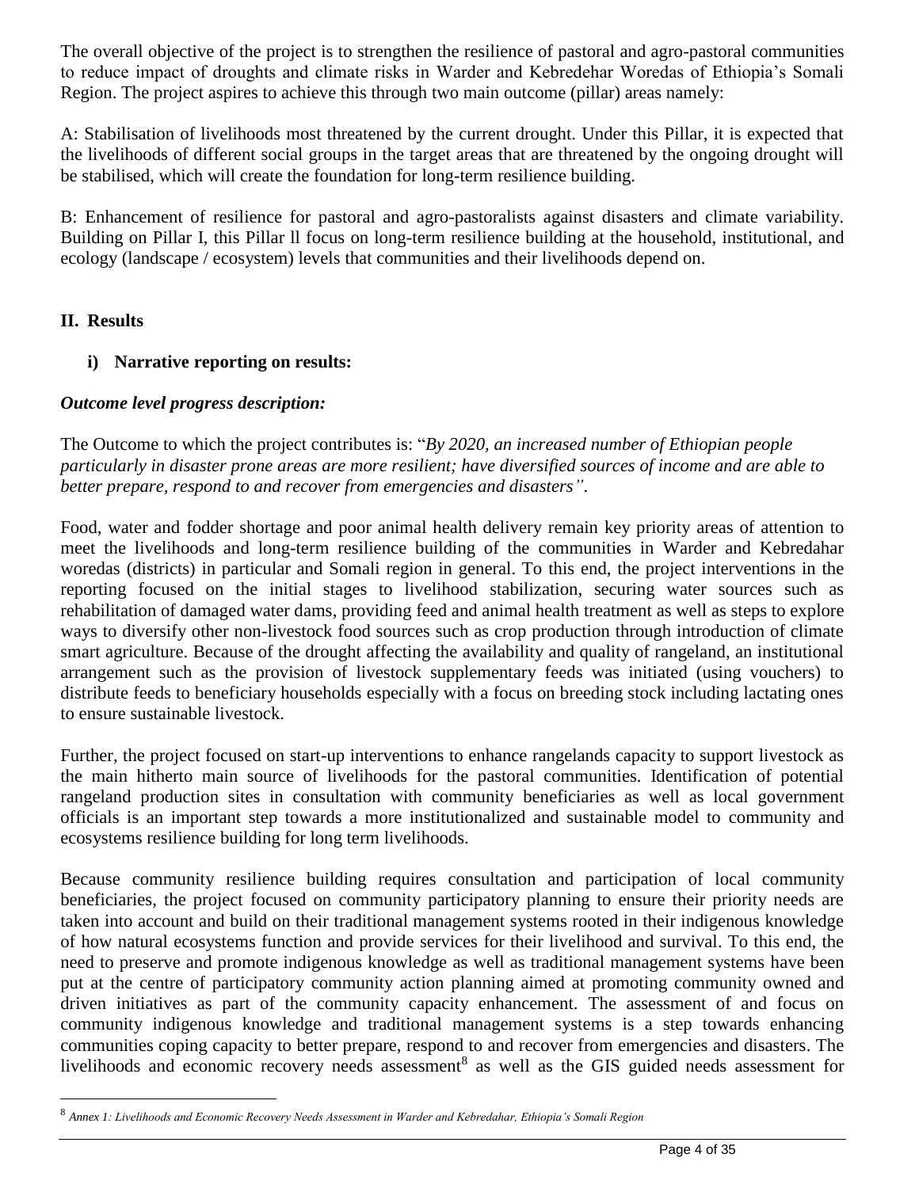The overall objective of the project is to strengthen the resilience of pastoral and agro-pastoral communities to reduce impact of droughts and climate risks in Warder and Kebredehar Woredas of Ethiopia's Somali Region. The project aspires to achieve this through two main outcome (pillar) areas namely:

A: Stabilisation of livelihoods most threatened by the current drought. Under this Pillar, it is expected that the livelihoods of different social groups in the target areas that are threatened by the ongoing drought will be stabilised, which will create the foundation for long-term resilience building.

B: Enhancement of resilience for pastoral and agro-pastoralists against disasters and climate variability. Building on Pillar I, this Pillar ll focus on long-term resilience building at the household, institutional, and ecology (landscape / ecosystem) levels that communities and their livelihoods depend on.

## II. Results

### i) Narrative reporting on results:

***Outcome level progress description:***

The Outcome to which the project contributes is: "*By 2020, an increased number of Ethiopian people particularly in disaster prone areas are more resilient; have diversified sources of income and are able to better prepare, respond to and recover from emergencies and disasters"*.

Food, water and fodder shortage and poor animal health delivery remain key priority areas of attention to meet the livelihoods and long-term resilience building of the communities in Warder and Kebredahar woredas (districts) in particular and Somali region in general. To this end, the project interventions in the reporting focused on the initial stages to livelihood stabilization, securing water sources such as rehabilitation of damaged water dams, providing feed and animal health treatment as well as steps to explore ways to diversify other non-livestock food sources such as crop production through introduction of climate smart agriculture. Because of the drought affecting the availability and quality of rangeland, an institutional arrangement such as the provision of livestock supplementary feeds was initiated (using vouchers) to distribute feeds to beneficiary households especially with a focus on breeding stock including lactating ones to ensure sustainable livestock.

Further, the project focused on start-up interventions to enhance rangelands capacity to support livestock as the main hitherto main source of livelihoods for the pastoral communities. Identification of potential rangeland production sites in consultation with community beneficiaries as well as local government officials is an important step towards a more institutionalized and sustainable model to community and ecosystems resilience building for long term livelihoods.

Because community resilience building requires consultation and participation of local community beneficiaries, the project focused on community participatory planning to ensure their priority needs are taken into account and build on their traditional management systems rooted in their indigenous knowledge of how natural ecosystems function and provide services for their livelihood and survival. To this end, the need to preserve and promote indigenous knowledge as well as traditional management systems have been put at the centre of participatory community action planning aimed at promoting community owned and driven initiatives as part of the community capacity enhancement. The assessment of and focus on community indigenous knowledge and traditional management systems is a step towards enhancing communities coping capacity to better prepare, respond to and recover from emergencies and disasters. The livelihoods and economic recovery needs assessment[8] as well as the GIS guided needs assessment for

[8] *Annex 1: Livelihoods and Economic Recovery Needs Assessment in Warder and Kebredahar, Ethiopia's Somali Region*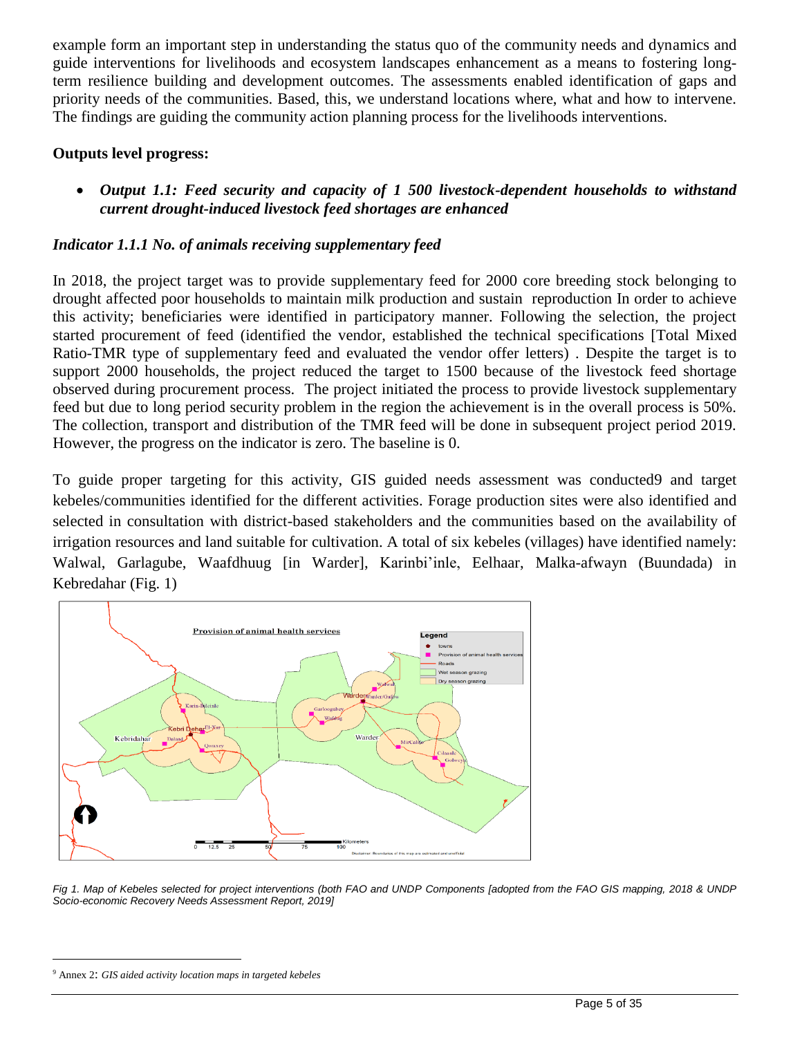example form an important step in understanding the status quo of the community needs and dynamics and guide interventions for livelihoods and ecosystem landscapes enhancement as a means to fostering long-term resilience building and development outcomes. The assessments enabled identification of gaps and priority needs of the communities. Based, this, we understand locations where, what and how to intervene. The findings are guiding the community action planning process for the livelihoods interventions.

**Outputs level progress:**

- ***Output 1.1: Feed security and capacity of 1 500 livestock-dependent households to withstand current drought-induced livestock feed shortages are enhanced***

***Indicator 1.1.1 No. of animals receiving supplementary feed***

In 2018, the project target was to provide supplementary feed for 2000 core breeding stock belonging to drought affected poor households to maintain milk production and sustain reproduction In order to achieve this activity; beneficiaries were identified in participatory manner. Following the selection, the project started procurement of feed (identified the vendor, established the technical specifications [Total Mixed Ratio-TMR type of supplementary feed and evaluated the vendor offer letters) . Despite the target is to support 2000 households, the project reduced the target to 1500 because of the livestock feed shortage observed during procurement process. The project initiated the process to provide livestock supplementary feed but due to long period security problem in the region the achievement is in the overall process is 50%. The collection, transport and distribution of the TMR feed will be done in subsequent project period 2019. However, the progress on the indicator is zero. The baseline is 0.

To guide proper targeting for this activity, GIS guided needs assessment was conducted[9] and target kebeles/communities identified for the different activities. Forage production sites were also identified and selected in consultation with district-based stakeholders and the communities based on the availability of irrigation resources and land suitable for cultivation. A total of six kebeles (villages) have identified namely: Walwal, Garlagube, Waafdhuug [in Warder], Karinbi'inle, Eelhaar, Malka-afwayn (Buundada) in Kebredahar (Fig. 1)

*Fig 1. Map of Kebeles selected for project interventions (both FAO and UNDP Components [adopted from the FAO GIS mapping, 2018 & UNDP Socio-economic Recovery Needs Assessment Report, 2019]*

[9] Annex 2: *GIS aided activity location maps in targeted kebeles*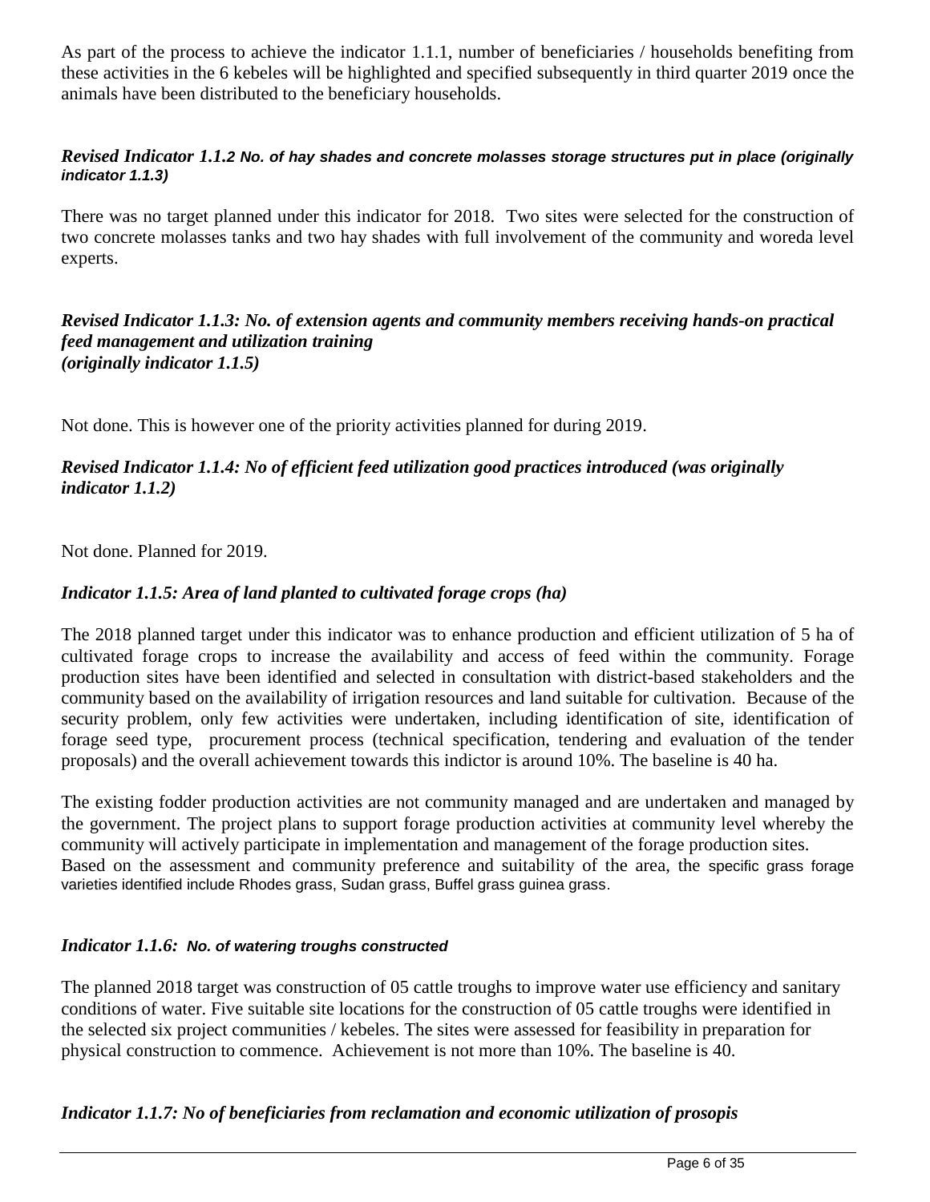As part of the process to achieve the indicator 1.1.1, number of beneficiaries / households benefiting from these activities in the 6 kebeles will be highlighted and specified subsequently in third quarter 2019 once the animals have been distributed to the beneficiary households.

***Revised Indicator 1.1.2 No. of hay shades and concrete molasses storage structures put in place (originally indicator 1.1.3)***

There was no target planned under this indicator for 2018. Two sites were selected for the construction of two concrete molasses tanks and two hay shades with full involvement of the community and woreda level experts.

***Revised Indicator 1.1.3: No. of extension agents and community members receiving hands-on practical feed management and utilization training (originally indicator 1.1.5)***

Not done. This is however one of the priority activities planned for during 2019.

***Revised Indicator 1.1.4: No of efficient feed utilization good practices introduced (was originally indicator 1.1.2)***

Not done. Planned for 2019.

***Indicator 1.1.5: Area of land planted to cultivated forage crops (ha)***

The 2018 planned target under this indicator was to enhance production and efficient utilization of 5 ha of cultivated forage crops to increase the availability and access of feed within the community. Forage production sites have been identified and selected in consultation with district-based stakeholders and the community based on the availability of irrigation resources and land suitable for cultivation. Because of the security problem, only few activities were undertaken, including identification of site, identification of forage seed type, procurement process (technical specification, tendering and evaluation of the tender proposals) and the overall achievement towards this indictor is around 10%. The baseline is 40 ha.

The existing fodder production activities are not community managed and are undertaken and managed by the government. The project plans to support forage production activities at community level whereby the community will actively participate in implementation and management of the forage production sites. Based on the assessment and community preference and suitability of the area, the specific grass forage varieties identified include Rhodes grass, Sudan grass, Buffel grass guinea grass.

***Indicator 1.1.6: No. of watering troughs constructed***

The planned 2018 target was construction of 05 cattle troughs to improve water use efficiency and sanitary conditions of water. Five suitable site locations for the construction of 05 cattle troughs were identified in the selected six project communities / kebeles. The sites were assessed for feasibility in preparation for physical construction to commence. Achievement is not more than 10%. The baseline is 40.

***Indicator 1.1.7: No of beneficiaries from reclamation and economic utilization of prosopis***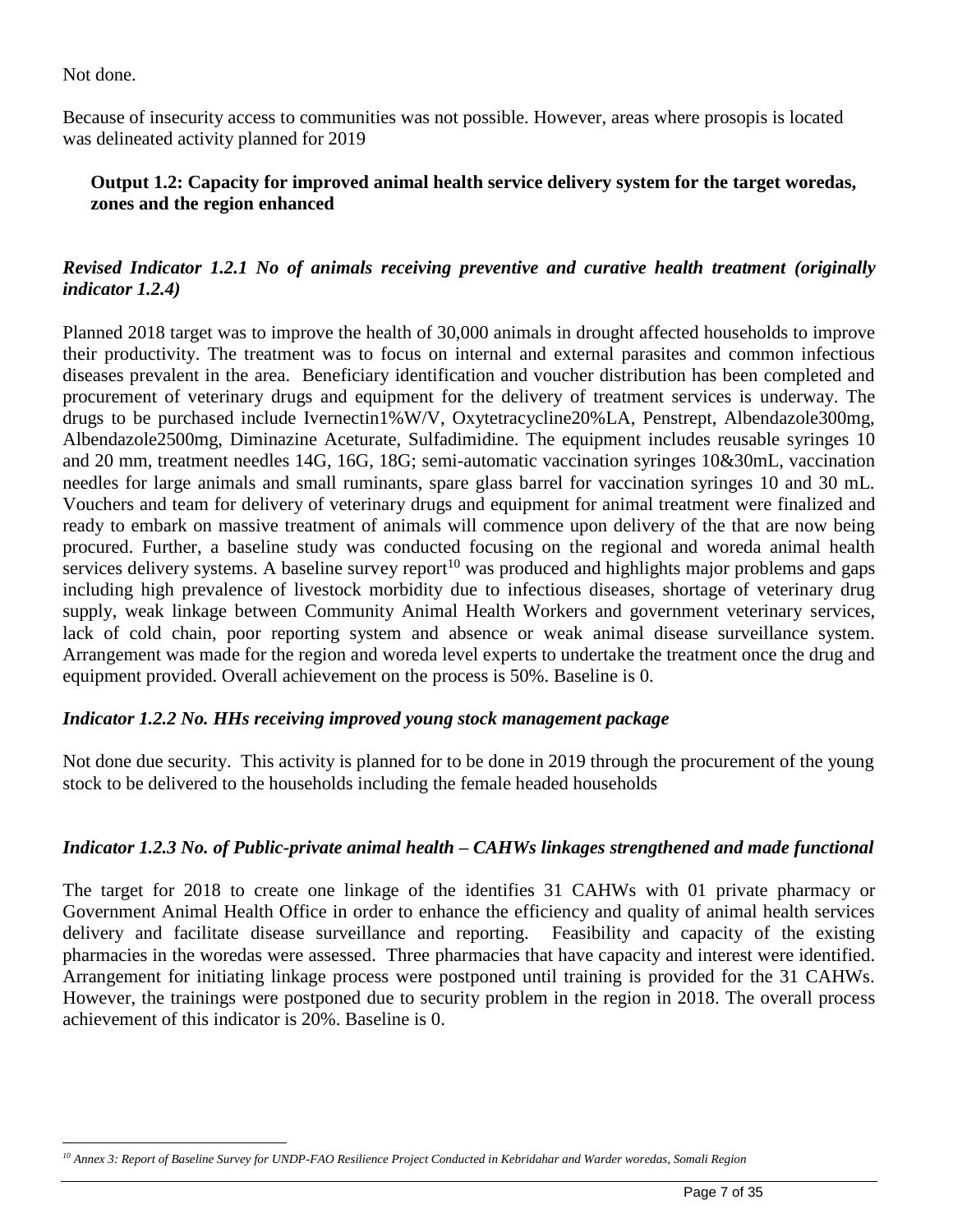Not done.

Because of insecurity access to communities was not possible. However, areas where prosopis is located was delineated activity planned for 2019

**Output 1.2: Capacity for improved animal health service delivery system for the target woredas, zones and the region enhanced**

***Revised Indicator 1.2.1 No of animals receiving preventive and curative health treatment (originally indicator 1.2.4)***

Planned 2018 target was to improve the health of 30,000 animals in drought affected households to improve their productivity. The treatment was to focus on internal and external parasites and common infectious diseases prevalent in the area. Beneficiary identification and voucher distribution has been completed and procurement of veterinary drugs and equipment for the delivery of treatment services is underway. The drugs to be purchased include Ivernectin1%W/V, Oxytetracycline20%LA, Penstrept, Albendazole300mg, Albendazole2500mg, Diminazine Aceturate, Sulfadimidine. The equipment includes reusable syringes 10 and 20 mm, treatment needles 14G, 16G, 18G; semi-automatic vaccination syringes 10&30mL, vaccination needles for large animals and small ruminants, spare glass barrel for vaccination syringes 10 and 30 mL. Vouchers and team for delivery of veterinary drugs and equipment for animal treatment were finalized and ready to embark on massive treatment of animals will commence upon delivery of the that are now being procured. Further, a baseline study was conducted focusing on the regional and woreda animal health services delivery systems. A baseline survey report[10] was produced and highlights major problems and gaps including high prevalence of livestock morbidity due to infectious diseases, shortage of veterinary drug supply, weak linkage between Community Animal Health Workers and government veterinary services, lack of cold chain, poor reporting system and absence or weak animal disease surveillance system. Arrangement was made for the region and woreda level experts to undertake the treatment once the drug and equipment provided. Overall achievement on the process is 50%. Baseline is 0.

***Indicator 1.2.2 No. HHs receiving improved young stock management package***

Not done due security. This activity is planned for to be done in 2019 through the procurement of the young stock to be delivered to the households including the female headed households

***Indicator 1.2.3 No. of Public-private animal health – CAHWs linkages strengthened and made functional***

The target for 2018 to create one linkage of the identifies 31 CAHWs with 01 private pharmacy or Government Animal Health Office in order to enhance the efficiency and quality of animal health services delivery and facilitate disease surveillance and reporting. Feasibility and capacity of the existing pharmacies in the woredas were assessed. Three pharmacies that have capacity and interest were identified. Arrangement for initiating linkage process were postponed until training is provided for the 31 CAHWs. However, the trainings were postponed due to security problem in the region in 2018. The overall process achievement of this indicator is 20%. Baseline is 0.

---

[10] *Annex 3: Report of Baseline Survey for UNDP-FAO Resilience Project Conducted in Kebridahar and Warder woredas, Somali Region*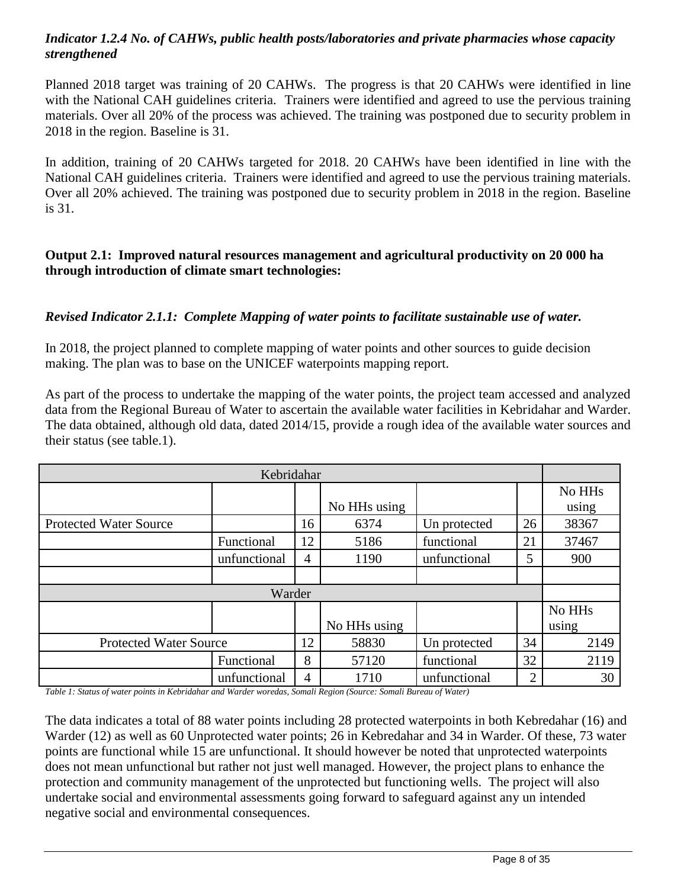*Indicator 1.2.4 No. of CAHWs, public health posts/laboratories and private pharmacies whose capacity strengthened*

Planned 2018 target was training of 20 CAHWs. The progress is that 20 CAHWs were identified in line with the National CAH guidelines criteria. Trainers were identified and agreed to use the pervious training materials. Over all 20% of the process was achieved. The training was postponed due to security problem in 2018 in the region. Baseline is 31.

In addition, training of 20 CAHWs targeted for 2018. 20 CAHWs have been identified in line with the National CAH guidelines criteria. Trainers were identified and agreed to use the pervious training materials. Over all 20% achieved. The training was postponed due to security problem in 2018 in the region. Baseline is 31.

**Output 2.1: Improved natural resources management and agricultural productivity on 20 000 ha through introduction of climate smart technologies:**

***Revised Indicator 2.1.1: Complete Mapping of water points to facilitate sustainable use of water.***

In 2018, the project planned to complete mapping of water points and other sources to guide decision making. The plan was to base on the UNICEF waterpoints mapping report.

As part of the process to undertake the mapping of the water points, the project team accessed and analyzed data from the Regional Bureau of Water to ascertain the available water facilities in Kebridahar and Warder. The data obtained, although old data, dated 2014/15, provide a rough idea of the available water sources and their status (see table.1).

| Kebridahar | | | | | | |
|---|---|---|---|---|---|---|
| | | | No HHs using | | | No HHs using |
| Protected Water Source | | 16 | 6374 | Un protected | 26 | 38367 |
| | Functional | 12 | 5186 | functional | 21 | 37467 |
| | unfunctional | 4 | 1190 | unfunctional | 5 | 900 |
| | | | | | | |
| **Warder** | | | | | | |
| | | | No HHs using | | | No HHs using |
| Protected Water Source | | 12 | 58830 | Un protected | 34 | 2149 |
| | Functional | 8 | 57120 | functional | 32 | 2119 |
| | unfunctional | 4 | 1710 | unfunctional | 2 | 30 |

*Table 1: Status of water points in Kebridahar and Warder woredas, Somali Region (Source: Somali Bureau of Water)*

The data indicates a total of 88 water points including 28 protected waterpoints in both Kebredahar (16) and Warder (12) as well as 60 Unprotected water points; 26 in Kebredahar and 34 in Warder. Of these, 73 water points are functional while 15 are unfunctional. It should however be noted that unprotected waterpoints does not mean unfunctional but rather not just well managed. However, the project plans to enhance the protection and community management of the unprotected but functioning wells. The project will also undertake social and environmental assessments going forward to safeguard against any un intended negative social and environmental consequences.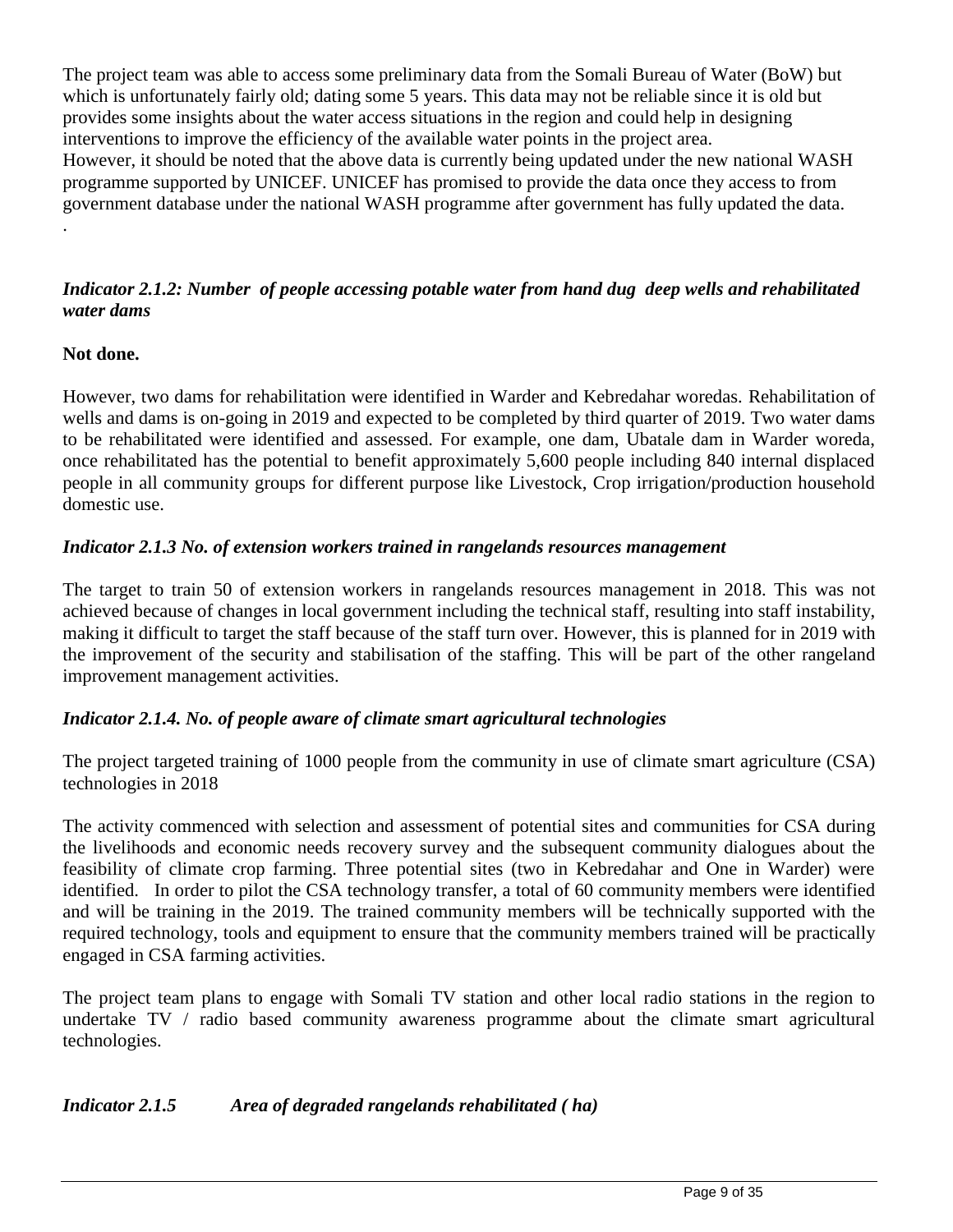The project team was able to access some preliminary data from the Somali Bureau of Water (BoW) but which is unfortunately fairly old; dating some 5 years. This data may not be reliable since it is old but provides some insights about the water access situations in the region and could help in designing interventions to improve the efficiency of the available water points in the project area.
However, it should be noted that the above data is currently being updated under the new national WASH programme supported by UNICEF. UNICEF has promised to provide the data once they access to from government database under the national WASH programme after government has fully updated the data.
.

***Indicator 2.1.2: Number of people accessing potable water from hand dug deep wells and rehabilitated water dams***

**Not done.**

However, two dams for rehabilitation were identified in Warder and Kebredahar woredas. Rehabilitation of wells and dams is on-going in 2019 and expected to be completed by third quarter of 2019. Two water dams to be rehabilitated were identified and assessed. For example, one dam, Ubatale dam in Warder woreda, once rehabilitated has the potential to benefit approximately 5,600 people including 840 internal displaced people in all community groups for different purpose like Livestock, Crop irrigation/production household domestic use.

***Indicator 2.1.3 No. of extension workers trained in rangelands resources management***

The target to train 50 of extension workers in rangelands resources management in 2018. This was not achieved because of changes in local government including the technical staff, resulting into staff instability, making it difficult to target the staff because of the staff turn over. However, this is planned for in 2019 with the improvement of the security and stabilisation of the staffing. This will be part of the other rangeland improvement management activities.

***Indicator 2.1.4. No. of people aware of climate smart agricultural technologies***

The project targeted training of 1000 people from the community in use of climate smart agriculture (CSA) technologies in 2018

The activity commenced with selection and assessment of potential sites and communities for CSA during the livelihoods and economic needs recovery survey and the subsequent community dialogues about the feasibility of climate crop farming. Three potential sites (two in Kebredahar and One in Warder) were identified. In order to pilot the CSA technology transfer, a total of 60 community members were identified and will be training in the 2019. The trained community members will be technically supported with the required technology, tools and equipment to ensure that the community members trained will be practically engaged in CSA farming activities.

The project team plans to engage with Somali TV station and other local radio stations in the region to undertake TV / radio based community awareness programme about the climate smart agricultural technologies.

***Indicator 2.1.5 Area of degraded rangelands rehabilitated ( ha)***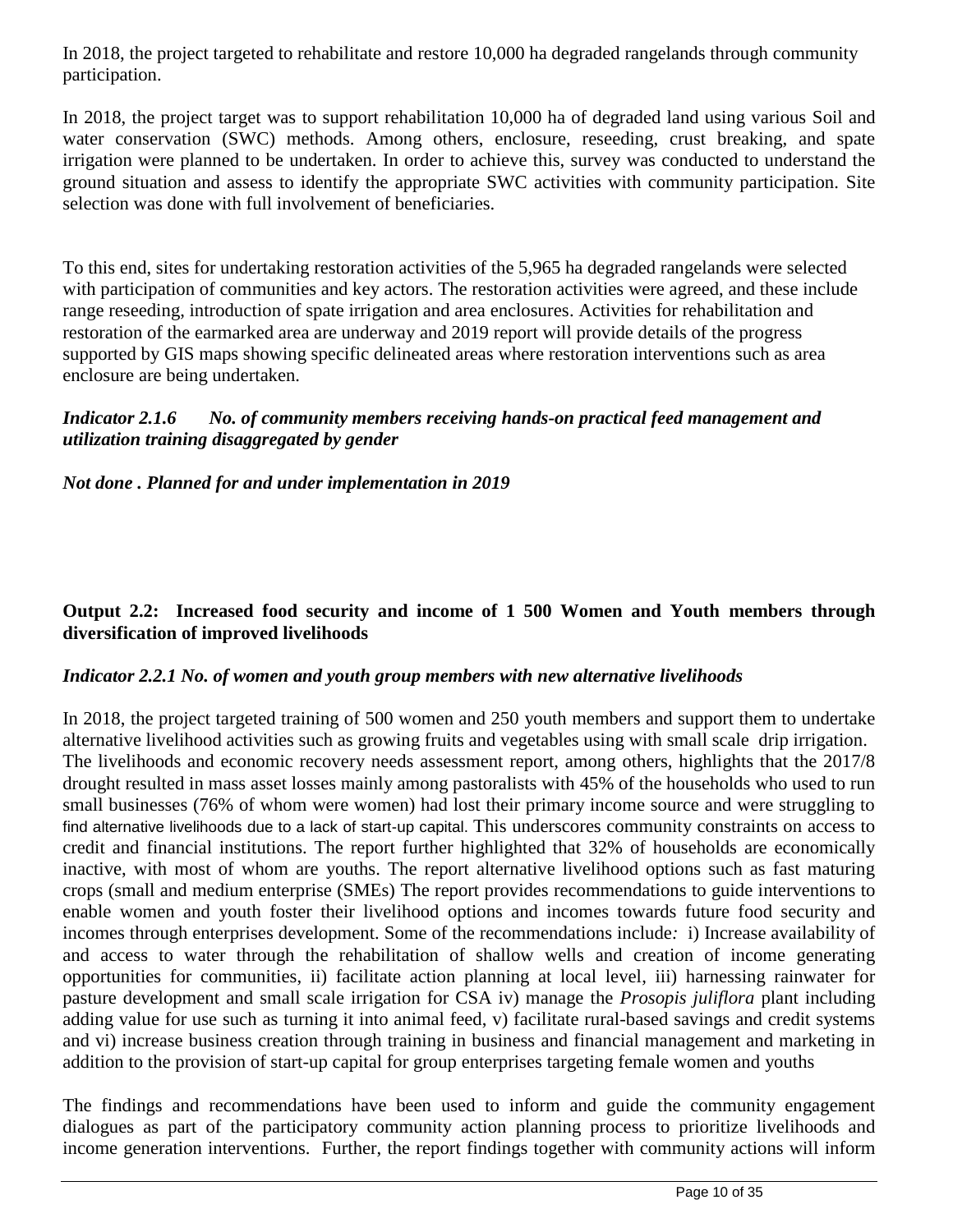In 2018, the project targeted to rehabilitate and restore 10,000 ha degraded rangelands through community participation.

In 2018, the project target was to support rehabilitation 10,000 ha of degraded land using various Soil and water conservation (SWC) methods. Among others, enclosure, reseeding, crust breaking, and spate irrigation were planned to be undertaken. In order to achieve this, survey was conducted to understand the ground situation and assess to identify the appropriate SWC activities with community participation. Site selection was done with full involvement of beneficiaries.

To this end, sites for undertaking restoration activities of the 5,965 ha degraded rangelands were selected with participation of communities and key actors. The restoration activities were agreed, and these include range reseeding, introduction of spate irrigation and area enclosures. Activities for rehabilitation and restoration of the earmarked area are underway and 2019 report will provide details of the progress supported by GIS maps showing specific delineated areas where restoration interventions such as area enclosure are being undertaken.

***Indicator 2.1.6 No. of community members receiving hands-on practical feed management and utilization training disaggregated by gender***

***Not done . Planned for and under implementation in 2019***

**Output 2.2: Increased food security and income of 1 500 Women and Youth members through diversification of improved livelihoods**

***Indicator 2.2.1 No. of women and youth group members with new alternative livelihoods***

In 2018, the project targeted training of 500 women and 250 youth members and support them to undertake alternative livelihood activities such as growing fruits and vegetables using with small scale drip irrigation. The livelihoods and economic recovery needs assessment report, among others, highlights that the 2017/8 drought resulted in mass asset losses mainly among pastoralists with 45% of the households who used to run small businesses (76% of whom were women) had lost their primary income source and were struggling to find alternative livelihoods due to a lack of start-up capital. This underscores community constraints on access to credit and financial institutions. The report further highlighted that 32% of households are economically inactive, with most of whom are youths. The report alternative livelihood options such as fast maturing crops (small and medium enterprise (SMEs) The report provides recommendations to guide interventions to enable women and youth foster their livelihood options and incomes towards future food security and incomes through enterprises development. Some of the recommendations include*:* i) Increase availability of and access to water through the rehabilitation of shallow wells and creation of income generating opportunities for communities, ii) facilitate action planning at local level, iii) harnessing rainwater for pasture development and small scale irrigation for CSA iv) manage the *Prosopis juliflora* plant including adding value for use such as turning it into animal feed, v) facilitate rural-based savings and credit systems and vi) increase business creation through training in business and financial management and marketing in addition to the provision of start-up capital for group enterprises targeting female women and youths

The findings and recommendations have been used to inform and guide the community engagement dialogues as part of the participatory community action planning process to prioritize livelihoods and income generation interventions. Further, the report findings together with community actions will inform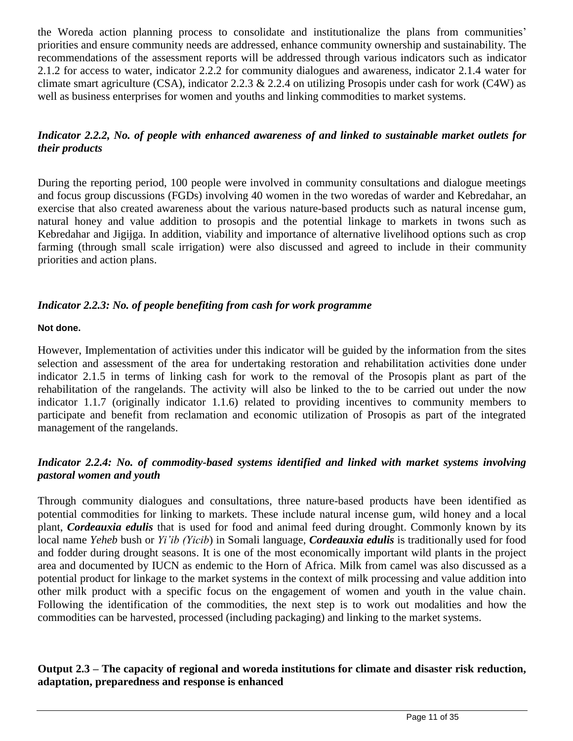the Woreda action planning process to consolidate and institutionalize the plans from communities' priorities and ensure community needs are addressed, enhance community ownership and sustainability. The recommendations of the assessment reports will be addressed through various indicators such as indicator 2.1.2 for access to water, indicator 2.2.2 for community dialogues and awareness, indicator 2.1.4 water for climate smart agriculture (CSA), indicator 2.2.3 & 2.2.4 on utilizing Prosopis under cash for work (C4W) as well as business enterprises for women and youths and linking commodities to market systems.

### *Indicator 2.2.2, No. of people with enhanced awareness of and linked to sustainable market outlets for their products*

During the reporting period, 100 people were involved in community consultations and dialogue meetings and focus group discussions (FGDs) involving 40 women in the two woredas of warder and Kebredahar, an exercise that also created awareness about the various nature-based products such as natural incense gum, natural honey and value addition to prosopis and the potential linkage to markets in twons such as Kebredahar and Jigijga. In addition, viability and importance of alternative livelihood options such as crop farming (through small scale irrigation) were also discussed and agreed to include in their community priorities and action plans.

### *Indicator 2.2.3: No. of people benefiting from cash for work programme*

**Not done.**

However, Implementation of activities under this indicator will be guided by the information from the sites selection and assessment of the area for undertaking restoration and rehabilitation activities done under indicator 2.1.5 in terms of linking cash for work to the removal of the Prosopis plant as part of the rehabilitation of the rangelands. The activity will also be linked to the to be carried out under the now indicator 1.1.7 (originally indicator 1.1.6) related to providing incentives to community members to participate and benefit from reclamation and economic utilization of Prosopis as part of the integrated management of the rangelands.

### *Indicator 2.2.4: No. of commodity-based systems identified and linked with market systems involving pastoral women and youth*

Through community dialogues and consultations, three nature-based products have been identified as potential commodities for linking to markets. These include natural incense gum, wild honey and a local plant, ***Cordeauxia edulis*** that is used for food and animal feed during drought. Commonly known by its local name *Yeheb* bush or *Yi'ib (Yicib*) in Somali language, ***Cordeauxia edulis*** is traditionally used for food and fodder during drought seasons. It is one of the most economically important wild plants in the project area and documented by IUCN as endemic to the Horn of Africa. Milk from camel was also discussed as a potential product for linkage to the market systems in the context of milk processing and value addition into other milk product with a specific focus on the engagement of women and youth in the value chain. Following the identification of the commodities, the next step is to work out modalities and how the commodities can be harvested, processed (including packaging) and linking to the market systems.

### **Output 2.3 – The capacity of regional and woreda institutions for climate and disaster risk reduction, adaptation, preparedness and response is enhanced**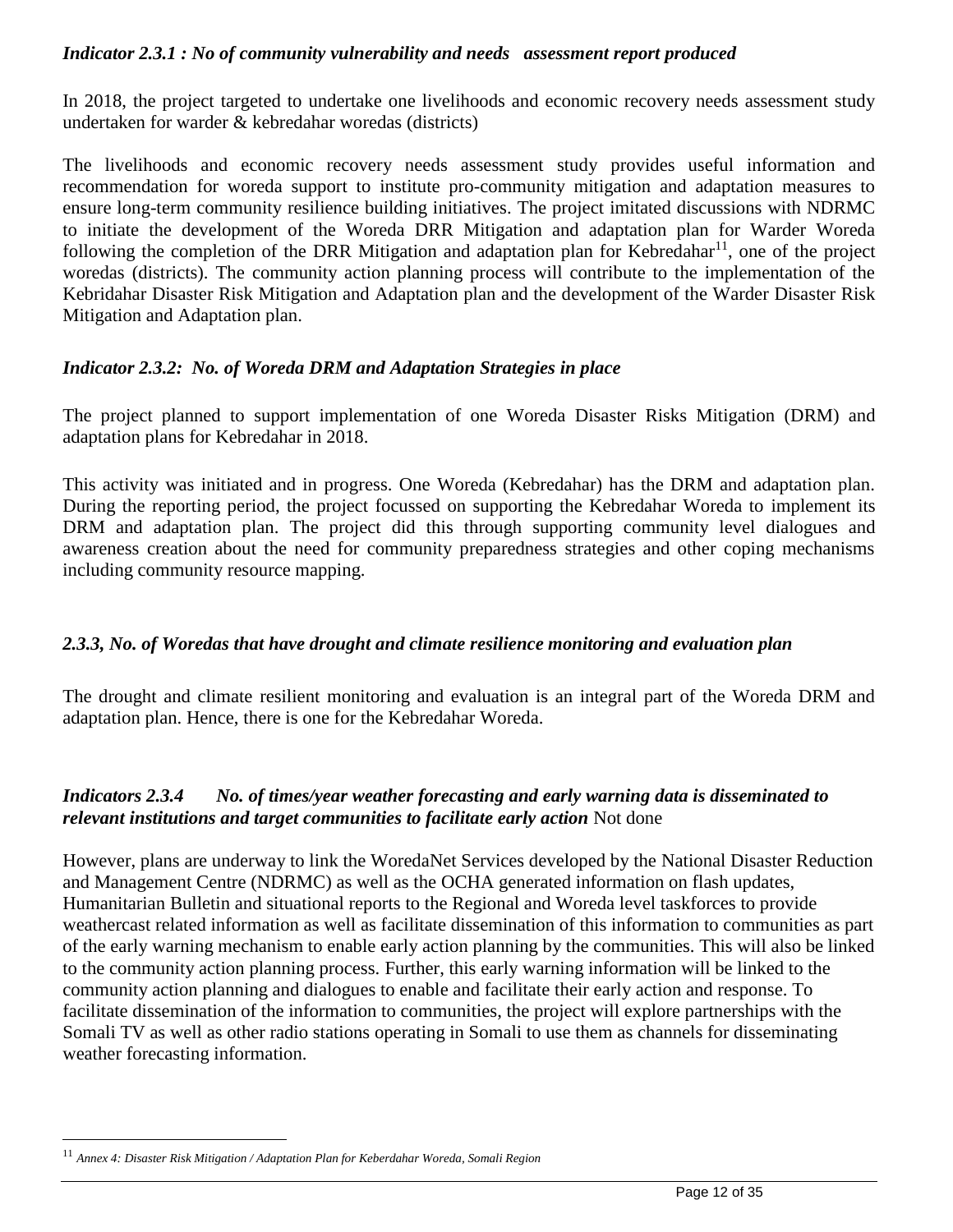### *Indicator 2.3.1 : No of community vulnerability and needs assessment report produced*

In 2018, the project targeted to undertake one livelihoods and economic recovery needs assessment study undertaken for warder & kebredahar woredas (districts)

The livelihoods and economic recovery needs assessment study provides useful information and recommendation for woreda support to institute pro-community mitigation and adaptation measures to ensure long-term community resilience building initiatives. The project imitated discussions with NDRMC to initiate the development of the Woreda DRR Mitigation and adaptation plan for Warder Woreda following the completion of the DRR Mitigation and adaptation plan for Kebredahar[11], one of the project woredas (districts). The community action planning process will contribute to the implementation of the Kebridahar Disaster Risk Mitigation and Adaptation plan and the development of the Warder Disaster Risk Mitigation and Adaptation plan.

### *Indicator 2.3.2: No. of Woreda DRM and Adaptation Strategies in place*

The project planned to support implementation of one Woreda Disaster Risks Mitigation (DRM) and adaptation plans for Kebredahar in 2018.

This activity was initiated and in progress. One Woreda (Kebredahar) has the DRM and adaptation plan. During the reporting period, the project focussed on supporting the Kebredahar Woreda to implement its DRM and adaptation plan. The project did this through supporting community level dialogues and awareness creation about the need for community preparedness strategies and other coping mechanisms including community resource mapping.

### *2.3.3, No. of Woredas that have drought and climate resilience monitoring and evaluation plan*

The drought and climate resilient monitoring and evaluation is an integral part of the Woreda DRM and adaptation plan. Hence, there is one for the Kebredahar Woreda.

### *Indicators 2.3.4 No. of times/year weather forecasting and early warning data is disseminated to relevant institutions and target communities to facilitate early action* Not done

However, plans are underway to link the WoredaNet Services developed by the National Disaster Reduction and Management Centre (NDRMC) as well as the OCHA generated information on flash updates, Humanitarian Bulletin and situational reports to the Regional and Woreda level taskforces to provide weathercast related information as well as facilitate dissemination of this information to communities as part of the early warning mechanism to enable early action planning by the communities. This will also be linked to the community action planning process. Further, this early warning information will be linked to the community action planning and dialogues to enable and facilitate their early action and response. To facilitate dissemination of the information to communities, the project will explore partnerships with the Somali TV as well as other radio stations operating in Somali to use them as channels for disseminating weather forecasting information.

---

[11] *Annex 4: Disaster Risk Mitigation / Adaptation Plan for Keberdahar Woreda, Somali Region*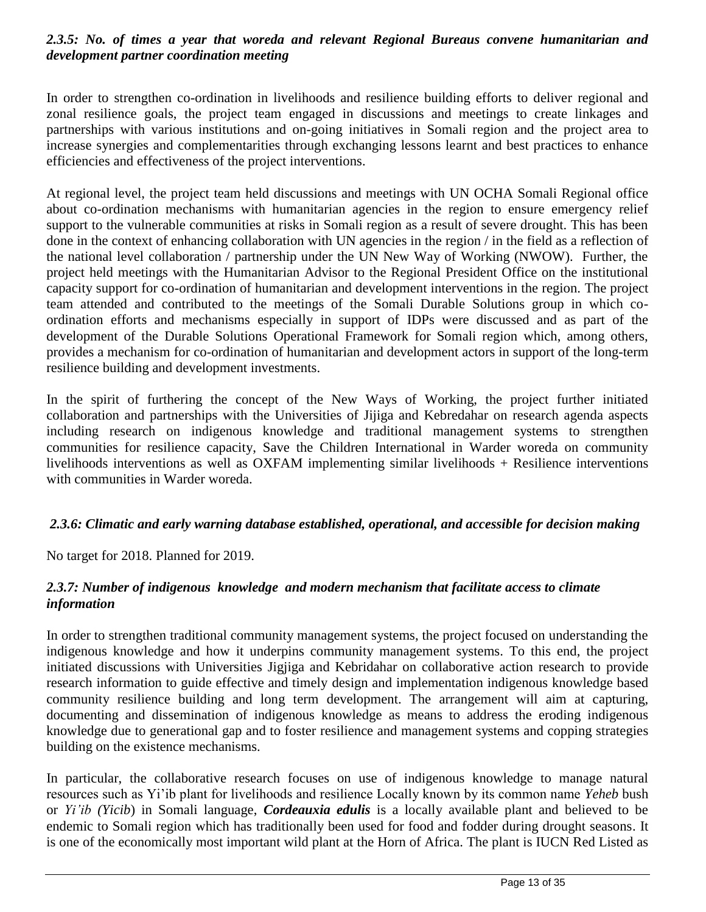### *2.3.5: No. of times a year that woreda and relevant Regional Bureaus convene humanitarian and development partner coordination meeting*

In order to strengthen co-ordination in livelihoods and resilience building efforts to deliver regional and zonal resilience goals, the project team engaged in discussions and meetings to create linkages and partnerships with various institutions and on-going initiatives in Somali region and the project area to increase synergies and complementarities through exchanging lessons learnt and best practices to enhance efficiencies and effectiveness of the project interventions.

At regional level, the project team held discussions and meetings with UN OCHA Somali Regional office about co-ordination mechanisms with humanitarian agencies in the region to ensure emergency relief support to the vulnerable communities at risks in Somali region as a result of severe drought. This has been done in the context of enhancing collaboration with UN agencies in the region / in the field as a reflection of the national level collaboration / partnership under the UN New Way of Working (NWOW). Further, the project held meetings with the Humanitarian Advisor to the Regional President Office on the institutional capacity support for co-ordination of humanitarian and development interventions in the region. The project team attended and contributed to the meetings of the Somali Durable Solutions group in which co-ordination efforts and mechanisms especially in support of IDPs were discussed and as part of the development of the Durable Solutions Operational Framework for Somali region which, among others, provides a mechanism for co-ordination of humanitarian and development actors in support of the long-term resilience building and development investments.

In the spirit of furthering the concept of the New Ways of Working, the project further initiated collaboration and partnerships with the Universities of Jijiga and Kebredahar on research agenda aspects including research on indigenous knowledge and traditional management systems to strengthen communities for resilience capacity, Save the Children International in Warder woreda on community livelihoods interventions as well as OXFAM implementing similar livelihoods + Resilience interventions with communities in Warder woreda.

### *2.3.6: Climatic and early warning database established, operational, and accessible for decision making*

No target for 2018. Planned for 2019.

### *2.3.7: Number of indigenous knowledge and modern mechanism that facilitate access to climate information*

In order to strengthen traditional community management systems, the project focused on understanding the indigenous knowledge and how it underpins community management systems. To this end, the project initiated discussions with Universities Jigjiga and Kebridahar on collaborative action research to provide research information to guide effective and timely design and implementation indigenous knowledge based community resilience building and long term development. The arrangement will aim at capturing, documenting and dissemination of indigenous knowledge as means to address the eroding indigenous knowledge due to generational gap and to foster resilience and management systems and copping strategies building on the existence mechanisms.

In particular, the collaborative research focuses on use of indigenous knowledge to manage natural resources such as Yi'ib plant for livelihoods and resilience Locally known by its common name *Yeheb* bush or *Yi'ib (Yicib*) in Somali language, ***Cordeauxia edulis*** is a locally available plant and believed to be endemic to Somali region which has traditionally been used for food and fodder during drought seasons. It is one of the economically most important wild plant at the Horn of Africa. The plant is IUCN Red Listed as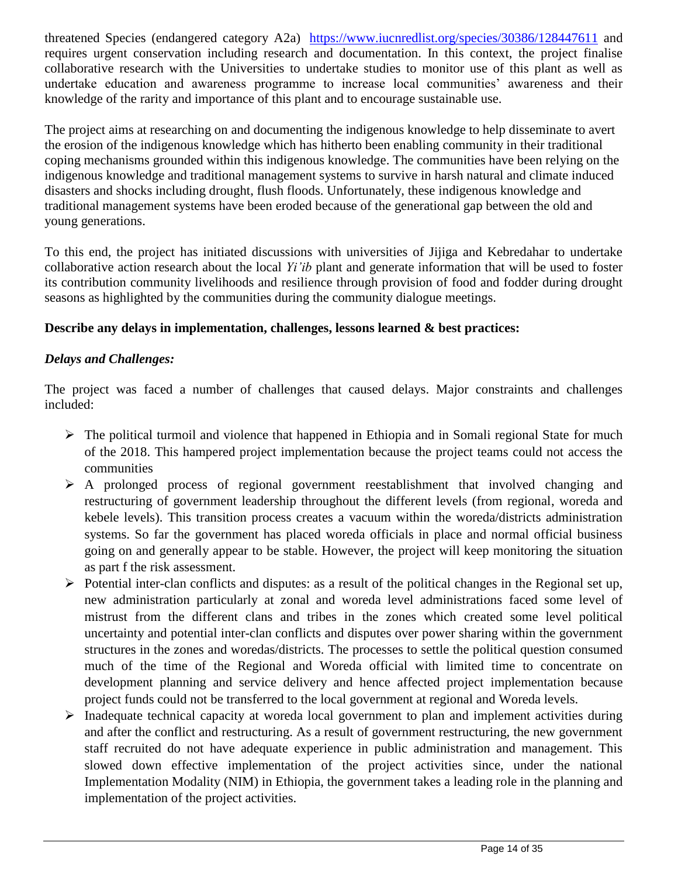threatened Species (endangered category A2a) https://www.iucnredlist.org/species/30386/128447611 and requires urgent conservation including research and documentation. In this context, the project finalise collaborative research with the Universities to undertake studies to monitor use of this plant as well as undertake education and awareness programme to increase local communities' awareness and their knowledge of the rarity and importance of this plant and to encourage sustainable use.

The project aims at researching on and documenting the indigenous knowledge to help disseminate to avert the erosion of the indigenous knowledge which has hitherto been enabling community in their traditional coping mechanisms grounded within this indigenous knowledge. The communities have been relying on the indigenous knowledge and traditional management systems to survive in harsh natural and climate induced disasters and shocks including drought, flush floods. Unfortunately, these indigenous knowledge and traditional management systems have been eroded because of the generational gap between the old and young generations.

To this end, the project has initiated discussions with universities of Jijiga and Kebredahar to undertake collaborative action research about the local *Yi'ib* plant and generate information that will be used to foster its contribution community livelihoods and resilience through provision of food and fodder during drought seasons as highlighted by the communities during the community dialogue meetings.

**Describe any delays in implementation, challenges, lessons learned & best practices:**

***Delays and Challenges:***

The project was faced a number of challenges that caused delays. Major constraints and challenges included:

- The political turmoil and violence that happened in Ethiopia and in Somali regional State for much of the 2018. This hampered project implementation because the project teams could not access the communities
- A prolonged process of regional government reestablishment that involved changing and restructuring of government leadership throughout the different levels (from regional, woreda and kebele levels). This transition process creates a vacuum within the woreda/districts administration systems. So far the government has placed woreda officials in place and normal official business going on and generally appear to be stable. However, the project will keep monitoring the situation as part f the risk assessment.
- Potential inter-clan conflicts and disputes: as a result of the political changes in the Regional set up, new administration particularly at zonal and woreda level administrations faced some level of mistrust from the different clans and tribes in the zones which created some level political uncertainty and potential inter-clan conflicts and disputes over power sharing within the government structures in the zones and woredas/districts. The processes to settle the political question consumed much of the time of the Regional and Woreda official with limited time to concentrate on development planning and service delivery and hence affected project implementation because project funds could not be transferred to the local government at regional and Woreda levels.
- Inadequate technical capacity at woreda local government to plan and implement activities during and after the conflict and restructuring. As a result of government restructuring, the new government staff recruited do not have adequate experience in public administration and management. This slowed down effective implementation of the project activities since, under the national Implementation Modality (NIM) in Ethiopia, the government takes a leading role in the planning and implementation of the project activities.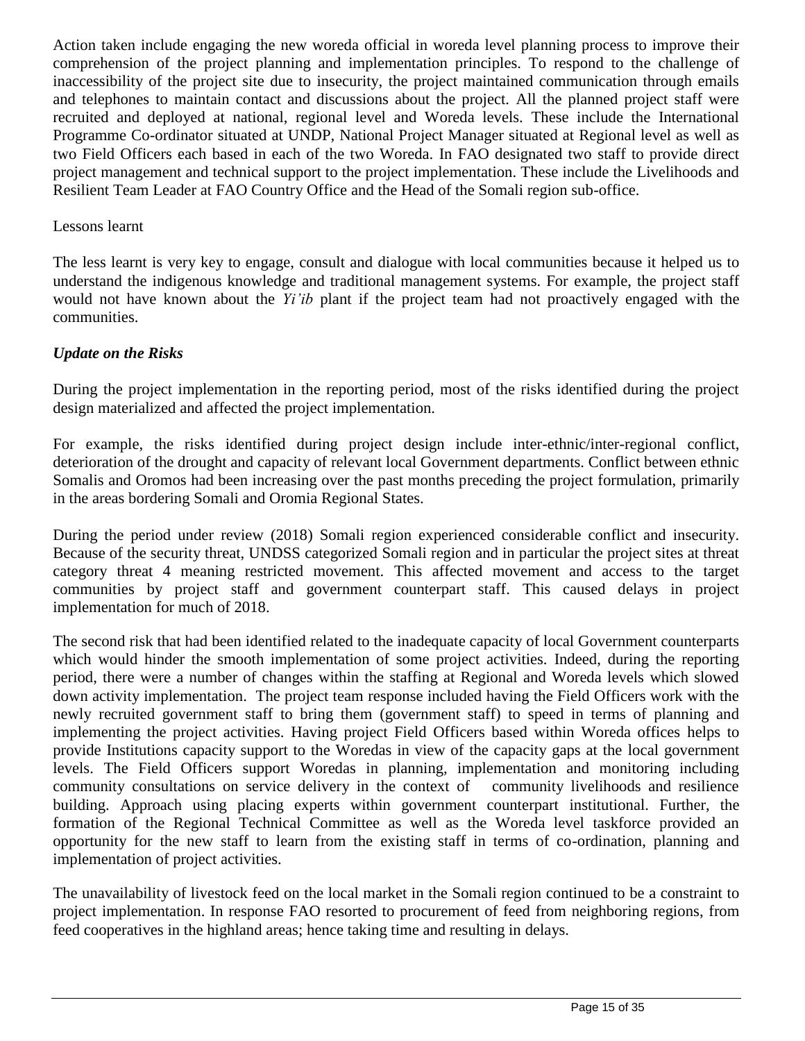Action taken include engaging the new woreda official in woreda level planning process to improve their comprehension of the project planning and implementation principles. To respond to the challenge of inaccessibility of the project site due to insecurity, the project maintained communication through emails and telephones to maintain contact and discussions about the project. All the planned project staff were recruited and deployed at national, regional level and Woreda levels. These include the International Programme Co-ordinator situated at UNDP, National Project Manager situated at Regional level as well as two Field Officers each based in each of the two Woreda. In FAO designated two staff to provide direct project management and technical support to the project implementation. These include the Livelihoods and Resilient Team Leader at FAO Country Office and the Head of the Somali region sub-office.

Lessons learnt

The less learnt is very key to engage, consult and dialogue with local communities because it helped us to understand the indigenous knowledge and traditional management systems. For example, the project staff would not have known about the *Yi'ib* plant if the project team had not proactively engaged with the communities.

***Update on the Risks***

During the project implementation in the reporting period, most of the risks identified during the project design materialized and affected the project implementation.

For example, the risks identified during project design include inter-ethnic/inter-regional conflict, deterioration of the drought and capacity of relevant local Government departments. Conflict between ethnic Somalis and Oromos had been increasing over the past months preceding the project formulation, primarily in the areas bordering Somali and Oromia Regional States.

During the period under review (2018) Somali region experienced considerable conflict and insecurity. Because of the security threat, UNDSS categorized Somali region and in particular the project sites at threat category threat 4 meaning restricted movement. This affected movement and access to the target communities by project staff and government counterpart staff. This caused delays in project implementation for much of 2018.

The second risk that had been identified related to the inadequate capacity of local Government counterparts which would hinder the smooth implementation of some project activities. Indeed, during the reporting period, there were a number of changes within the staffing at Regional and Woreda levels which slowed down activity implementation. The project team response included having the Field Officers work with the newly recruited government staff to bring them (government staff) to speed in terms of planning and implementing the project activities. Having project Field Officers based within Woreda offices helps to provide Institutions capacity support to the Woredas in view of the capacity gaps at the local government levels. The Field Officers support Woredas in planning, implementation and monitoring including community consultations on service delivery in the context of community livelihoods and resilience building. Approach using placing experts within government counterpart institutional. Further, the formation of the Regional Technical Committee as well as the Woreda level taskforce provided an opportunity for the new staff to learn from the existing staff in terms of co-ordination, planning and implementation of project activities.

The unavailability of livestock feed on the local market in the Somali region continued to be a constraint to project implementation. In response FAO resorted to procurement of feed from neighboring regions, from feed cooperatives in the highland areas; hence taking time and resulting in delays.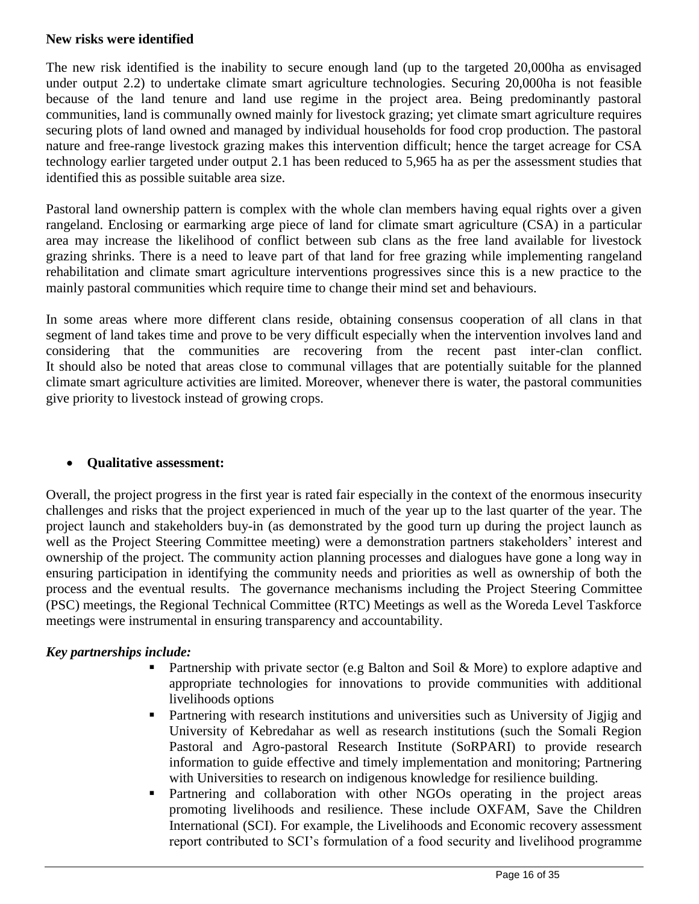**New risks were identified**

The new risk identified is the inability to secure enough land (up to the targeted 20,000ha as envisaged under output 2.2) to undertake climate smart agriculture technologies. Securing 20,000ha is not feasible because of the land tenure and land use regime in the project area. Being predominantly pastoral communities, land is communally owned mainly for livestock grazing; yet climate smart agriculture requires securing plots of land owned and managed by individual households for food crop production. The pastoral nature and free-range livestock grazing makes this intervention difficult; hence the target acreage for CSA technology earlier targeted under output 2.1 has been reduced to 5,965 ha as per the assessment studies that identified this as possible suitable area size.

Pastoral land ownership pattern is complex with the whole clan members having equal rights over a given rangeland. Enclosing or earmarking arge piece of land for climate smart agriculture (CSA) in a particular area may increase the likelihood of conflict between sub clans as the free land available for livestock grazing shrinks. There is a need to leave part of that land for free grazing while implementing rangeland rehabilitation and climate smart agriculture interventions progressives since this is a new practice to the mainly pastoral communities which require time to change their mind set and behaviours.

In some areas where more different clans reside, obtaining consensus cooperation of all clans in that segment of land takes time and prove to be very difficult especially when the intervention involves land and considering that the communities are recovering from the recent past inter-clan conflict. It should also be noted that areas close to communal villages that are potentially suitable for the planned climate smart agriculture activities are limited. Moreover, whenever there is water, the pastoral communities give priority to livestock instead of growing crops.

- **Qualitative assessment:**

Overall, the project progress in the first year is rated fair especially in the context of the enormous insecurity challenges and risks that the project experienced in much of the year up to the last quarter of the year. The project launch and stakeholders buy-in (as demonstrated by the good turn up during the project launch as well as the Project Steering Committee meeting) were a demonstration partners stakeholders' interest and ownership of the project. The community action planning processes and dialogues have gone a long way in ensuring participation in identifying the community needs and priorities as well as ownership of both the process and the eventual results. The governance mechanisms including the Project Steering Committee (PSC) meetings, the Regional Technical Committee (RTC) Meetings as well as the Woreda Level Taskforce meetings were instrumental in ensuring transparency and accountability.

***Key partnerships include:***

- Partnership with private sector (e.g Balton and Soil & More) to explore adaptive and appropriate technologies for innovations to provide communities with additional livelihoods options
- Partnering with research institutions and universities such as University of Jigjig and University of Kebredahar as well as research institutions (such the Somali Region Pastoral and Agro-pastoral Research Institute (SoRPARI) to provide research information to guide effective and timely implementation and monitoring; Partnering with Universities to research on indigenous knowledge for resilience building.
- Partnering and collaboration with other NGOs operating in the project areas promoting livelihoods and resilience. These include OXFAM, Save the Children International (SCI). For example, the Livelihoods and Economic recovery assessment report contributed to SCI's formulation of a food security and livelihood programme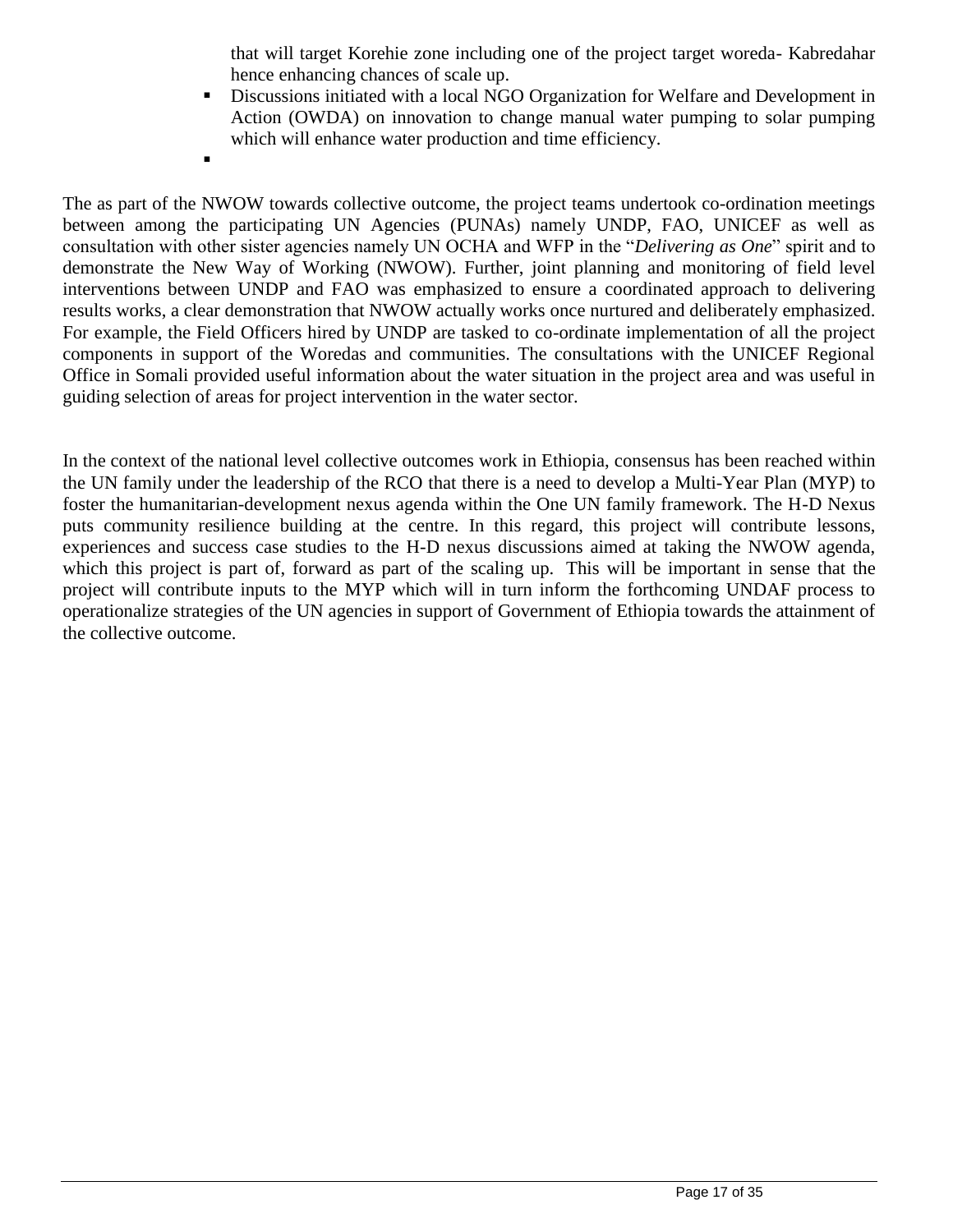that will target Korehie zone including one of the project target woreda- Kabredahar hence enhancing chances of scale up.

- Discussions initiated with a local NGO Organization for Welfare and Development in Action (OWDA) on innovation to change manual water pumping to solar pumping which will enhance water production and time efficiency.
- 

The as part of the NWOW towards collective outcome, the project teams undertook co-ordination meetings between among the participating UN Agencies (PUNAs) namely UNDP, FAO, UNICEF as well as consultation with other sister agencies namely UN OCHA and WFP in the "*Delivering as One*" spirit and to demonstrate the New Way of Working (NWOW). Further, joint planning and monitoring of field level interventions between UNDP and FAO was emphasized to ensure a coordinated approach to delivering results works, a clear demonstration that NWOW actually works once nurtured and deliberately emphasized. For example, the Field Officers hired by UNDP are tasked to co-ordinate implementation of all the project components in support of the Woredas and communities. The consultations with the UNICEF Regional Office in Somali provided useful information about the water situation in the project area and was useful in guiding selection of areas for project intervention in the water sector.

In the context of the national level collective outcomes work in Ethiopia, consensus has been reached within the UN family under the leadership of the RCO that there is a need to develop a Multi-Year Plan (MYP) to foster the humanitarian-development nexus agenda within the One UN family framework. The H-D Nexus puts community resilience building at the centre. In this regard, this project will contribute lessons, experiences and success case studies to the H-D nexus discussions aimed at taking the NWOW agenda, which this project is part of, forward as part of the scaling up. This will be important in sense that the project will contribute inputs to the MYP which will in turn inform the forthcoming UNDAF process to operationalize strategies of the UN agencies in support of Government of Ethiopia towards the attainment of the collective outcome.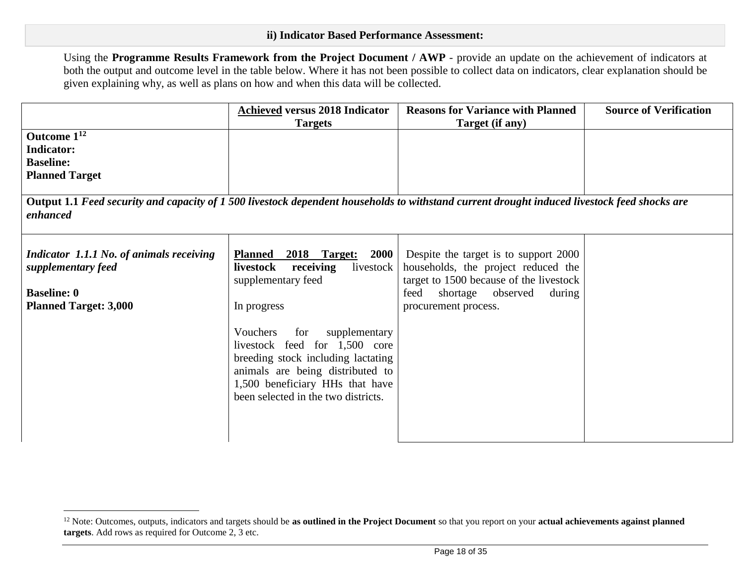### ii) Indicator Based Performance Assessment:

Using the **Programme Results Framework from the Project Document / AWP** - provide an update on the achievement of indicators at both the output and outcome level in the table below. Where it has not been possible to collect data on indicators, clear explanation should be given explaining why, as well as plans on how and when this data will be collected.

| | **Achieved versus 2018 Indicator Targets** | **Reasons for Variance with Planned Target (if any)** | **Source of Verification** |
|---|---|---|---|
| **Outcome 1**[12]<br>**Indicator:**<br>**Baseline:**<br>**Planned Target** | | | |
| **Output 1.1** ***Feed security and capacity of 1 500 livestock dependent households to withstand current drought induced livestock feed shocks are enhanced*** | | | |
| ***Indicator 1.1.1 No. of animals receiving supplementary feed***<br><br>**Baseline: 0**<br>**Planned Target: 3,000** | **Planned 2018 Target: 2000 livestock receiving** livestock supplementary feed<br><br>In progress<br><br>Vouchers for supplementary livestock feed for 1,500 core breeding stock including lactating animals are being distributed to 1,500 beneficiary HHs that have been selected in the two districts. | Despite the target is to support 2000 households, the project reduced the target to 1500 because of the livestock feed shortage observed during procurement process. | |

[12] Note: Outcomes, outputs, indicators and targets should be **as outlined in the Project Document** so that you report on your **actual achievements against planned targets**. Add rows as required for Outcome 2, 3 etc.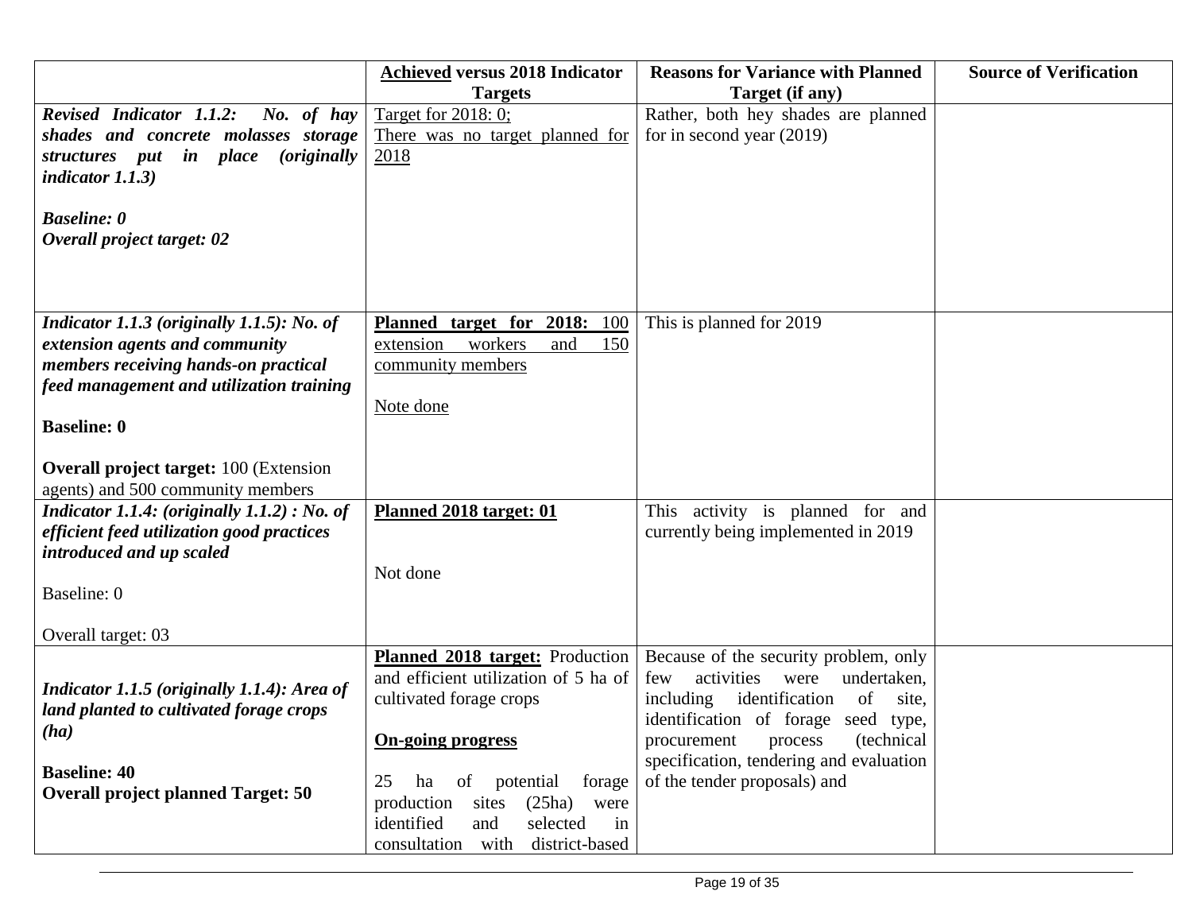| | **Achieved versus 2018 Indicator Targets** | **Reasons for Variance with Planned Target (if any)** | **Source of Verification** |
|---|---|---|---|
| ***Revised Indicator 1.1.2: No. of hay shades and concrete molasses storage structures put in place (originally indicator 1.1.3)***<br><br>***Baseline: 0***<br>***Overall project target: 02*** | Target for 2018: 0;<br>There was no target planned for 2018 | Rather, both hey shades are planned for in second year (2019) | |
| ***Indicator 1.1.3 (originally 1.1.5): No. of extension agents and community members receiving hands-on practical feed management and utilization training***<br><br>**Baseline: 0**<br><br>**Overall project target:** 100 (Extension agents) and 500 community members | **Planned target for 2018:** 100 extension workers and 150 community members<br><br>Note done | This is planned for 2019 | |
| ***Indicator 1.1.4: (originally 1.1.2) : No. of efficient feed utilization good practices introduced and up scaled***<br><br>Baseline: 0<br><br>Overall target: 03 | **Planned 2018 target: 01**<br><br>Not done | This activity is planned for and currently being implemented in 2019 | |
| ***Indicator 1.1.5 (originally 1.1.4): Area of land planted to cultivated forage crops (ha)***<br><br>**Baseline: 40**<br>**Overall project planned Target: 50** | **Planned 2018 target:** Production and efficient utilization of 5 ha of cultivated forage crops<br><br>**On-going progress**<br><br>25 ha of potential forage production sites (25ha) were identified and selected in consultation with district-based | Because of the security problem, only few activities were undertaken, including identification of site, identification of forage seed type, procurement process (technical specification, tendering and evaluation of the tender proposals) and | |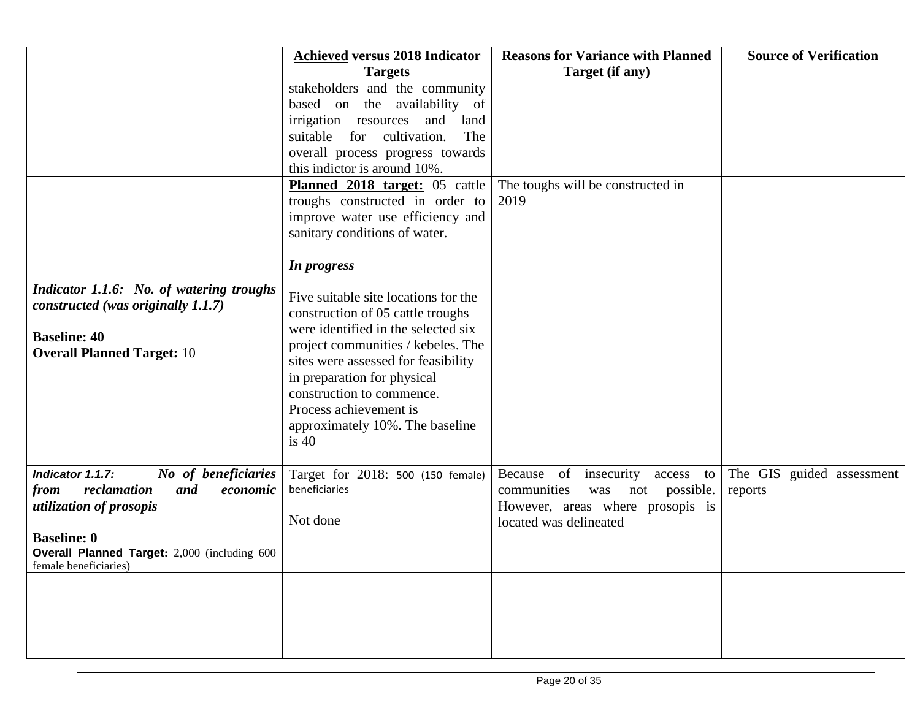| | **Achieved versus 2018 Indicator Targets** | **Reasons for Variance with Planned Target (if any)** | **Source of Verification** |
|---|---|---|---|
| | stakeholders and the community based on the availability of irrigation resources and land suitable for cultivation. The overall process progress towards this indictor is around 10%. | | |
| ***Indicator 1.1.6: No. of watering troughs constructed (was originally 1.1.7)***<br><br>**Baseline: 40**<br>**Overall Planned Target:** 10 | **Planned 2018 target:** 05 cattle troughs constructed in order to improve water use efficiency and sanitary conditions of water.<br><br>***In progress***<br><br>Five suitable site locations for the construction of 05 cattle troughs were identified in the selected six project communities / kebeles. The sites were assessed for feasibility in preparation for physical construction to commence. Process achievement is approximately 10%. The baseline is 40 | The toughs will be constructed in 2019 | |
| ***Indicator 1.1.7: No of beneficiaries from reclamation and economic utilization of prosopis***<br><br>**Baseline: 0**<br>**Overall Planned Target:** 2,000 (including 600 female beneficiaries) | Target for 2018: 500 (150 female) beneficiaries<br><br>Not done | Because of insecurity access to communities was not possible. However, areas where prosopis is located was delineated | The GIS guided assessment reports |
| | | | |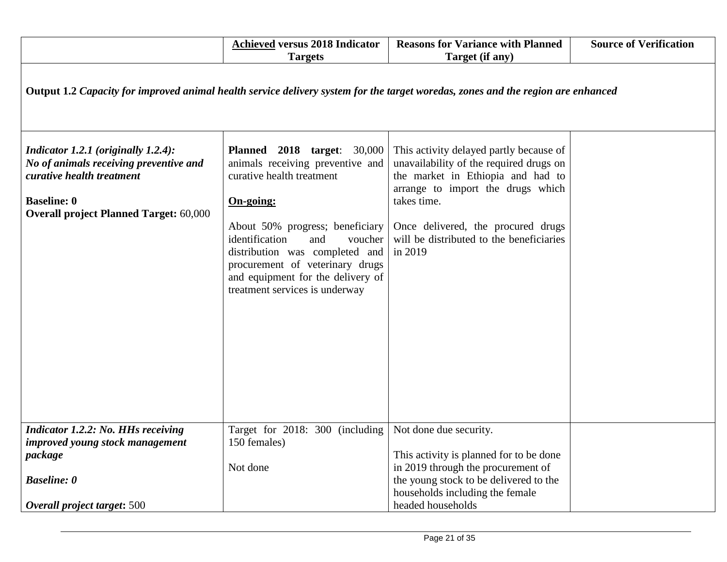| | **Achieved versus 2018 Indicator Targets** | **Reasons for Variance with Planned Target (if any)** | **Source of Verification** |
|---|---|---|---|
| **Output 1.2** ***Capacity for improved animal health service delivery system for the target woredas, zones and the region are enhanced*** | | | |
| ***Indicator 1.2.1 (originally 1.2.4): No of animals receiving preventive and curative health treatment*** <br><br> **Baseline: 0** <br> **Overall project Planned Target:** 60,000 | **Planned 2018 target**: 30,000 animals receiving preventive and curative health treatment <br><br> **On-going:** <br><br> About 50% progress; beneficiary identification and voucher distribution was completed and procurement of veterinary drugs and equipment for the delivery of treatment services is underway | This activity delayed partly because of unavailability of the required drugs on the market in Ethiopia and had to arrange to import the drugs which takes time. <br><br> Once delivered, the procured drugs will be distributed to the beneficiaries in 2019 | |
| ***Indicator 1.2.2: No. HHs receiving improved young stock management package*** <br><br> ***Baseline: 0*** <br><br> ***Overall project target*:** 500 | Target for 2018: 300 (including 150 females) <br><br> Not done | Not done due security. <br><br> This activity is planned for to be done in 2019 through the procurement of the young stock to be delivered to the households including the female headed households | |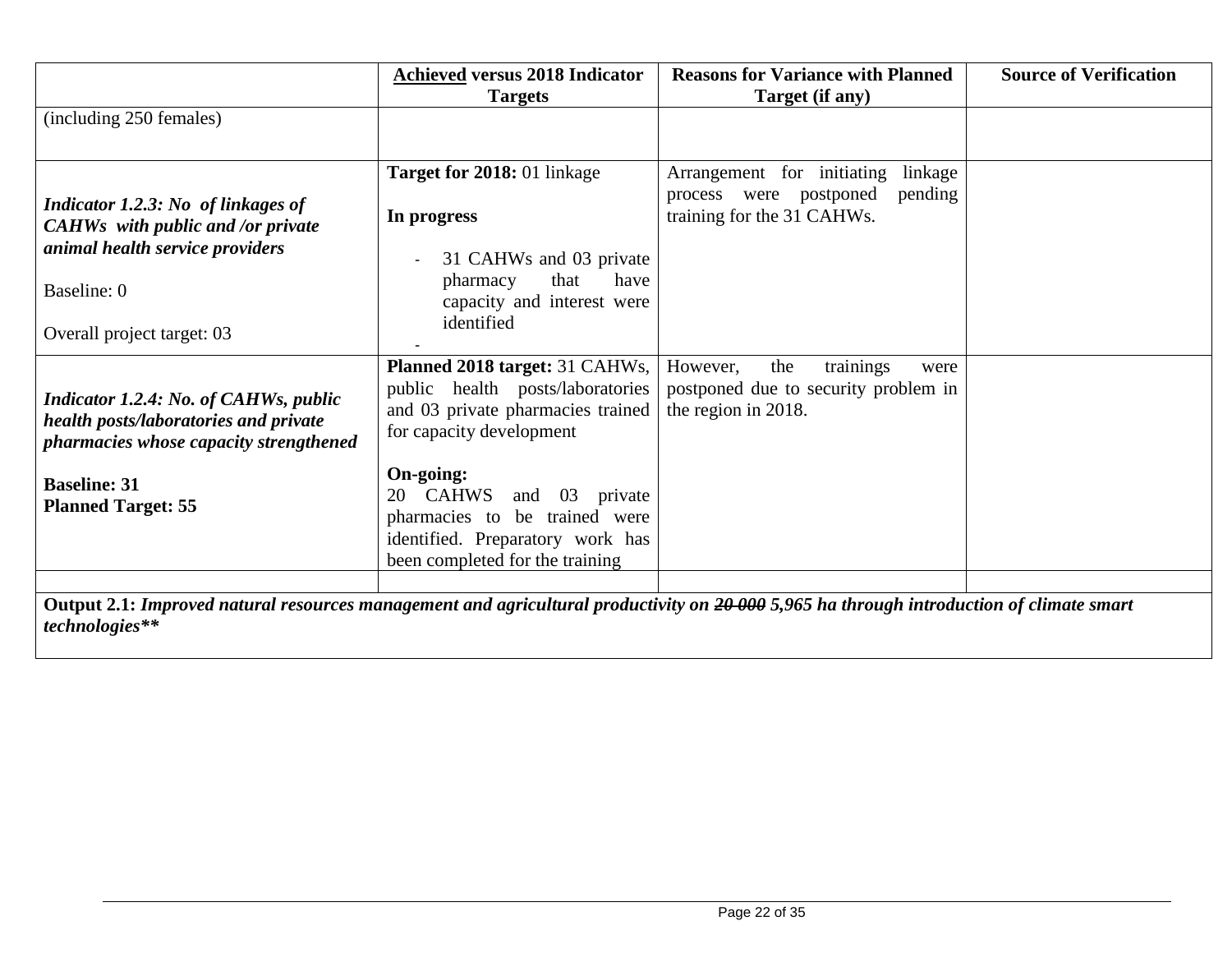| | **Achieved versus 2018 Indicator Targets** | **Reasons for Variance with Planned Target (if any)** | **Source of Verification** |
|---|---|---|---|
| (including 250 females) | | | |
| ***Indicator 1.2.3: No of linkages of CAHWs with public and /or private animal health service providers*** <br><br> Baseline: 0 <br><br> Overall project target: 03 | **Target for 2018:** 01 linkage <br><br> **In progress** <br><br> - 31 CAHWs and 03 private pharmacy that have capacity and interest were identified <br> - | Arrangement for initiating linkage process were postponed pending training for the 31 CAHWs. | |
| ***Indicator 1.2.4: No. of CAHWs, public health posts/laboratories and private pharmacies whose capacity strengthened*** <br><br> **Baseline: 31** <br> **Planned Target: 55** | **Planned 2018 target:** 31 CAHWs, public health posts/laboratories and 03 private pharmacies trained for capacity development <br><br> **On-going:** <br> 20 CAHWS and 03 private pharmacies to be trained were identified. Preparatory work has been completed for the training | However, the trainings were postponed due to security problem in the region in 2018. | |
| | | | |
| **Output 2.1:** ***Improved natural resources management and agricultural productivity on ~~20 000~~ 5,965 ha through introduction of climate smart technologies**** | | | |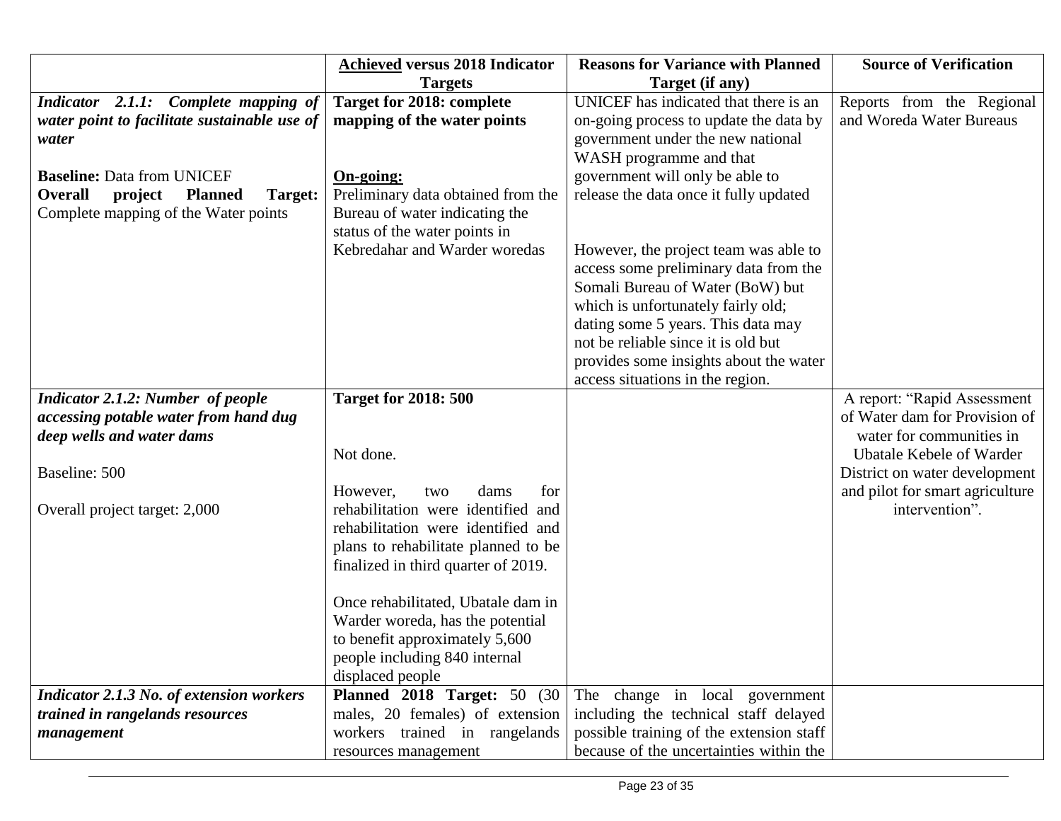|  | **Achieved versus 2018 Indicator Targets** | **Reasons for Variance with Planned Target (if any)** | **Source of Verification** |
|---|---|---|---|
| ***Indicator 2.1.1: Complete mapping of water point to facilitate sustainable use of water***<br><br>**Baseline:** Data from UNICEF<br>**Overall project Planned Target:** Complete mapping of the Water points | **Target for 2018: complete mapping of the water points**<br><br>**On-going:**<br>Preliminary data obtained from the Bureau of water indicating the status of the water points in Kebredahar and Warder woredas | UNICEF has indicated that there is an on-going process to update the data by government under the new national WASH programme and that government will only be able to release the data once it fully updated<br><br>However, the project team was able to access some preliminary data from the Somali Bureau of Water (BoW) but which is unfortunately fairly old; dating some 5 years. This data may not be reliable since it is old but provides some insights about the water access situations in the region. | Reports from the Regional and Woreda Water Bureaus |
| ***Indicator 2.1.2: Number of people accessing potable water from hand dug deep wells and water dams***<br><br>Baseline: 500<br><br>Overall project target: 2,000 | **Target for 2018: 500**<br><br>Not done.<br><br>However, two dams for rehabilitation were identified and rehabilitation were identified and plans to rehabilitate planned to be finalized in third quarter of 2019.<br><br>Once rehabilitated, Ubatale dam in Warder woreda, has the potential to benefit approximately 5,600 people including 840 internal displaced people |  | A report: "Rapid Assessment of Water dam for Provision of water for communities in Ubatale Kebele of Warder District on water development and pilot for smart agriculture intervention". |
| ***Indicator 2.1.3 No. of extension workers trained in rangelands resources management*** | **Planned 2018 Target:** 50 (30 males, 20 females) of extension workers trained in rangelands resources management | The change in local government including the technical staff delayed possible training of the extension staff because of the uncertainties within the |  |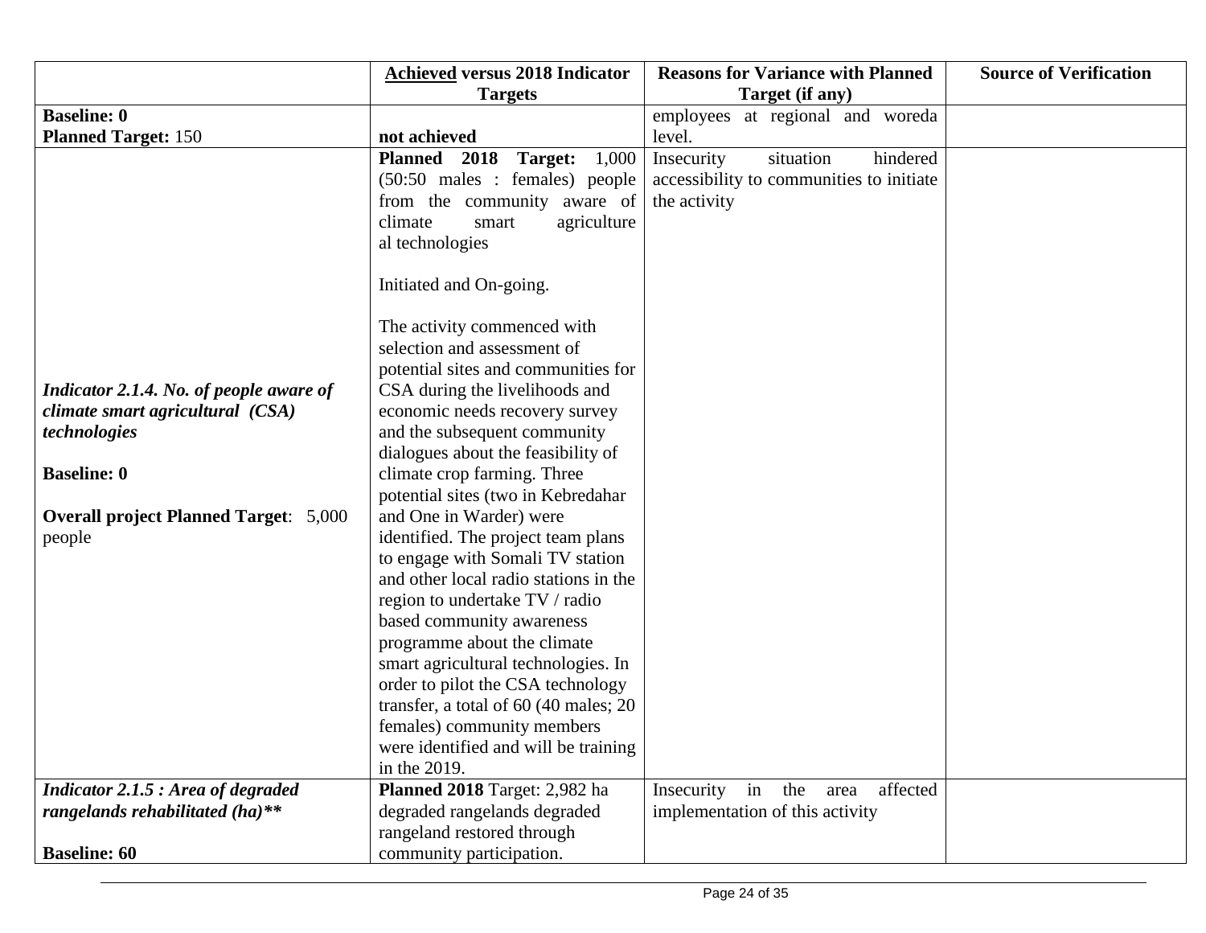| | Achieved versus 2018 Indicator Targets | Reasons for Variance with Planned Target (if any) | Source of Verification |
|---|---|---|---|
| **Baseline: 0**<br>**Planned Target:** 150 | **not achieved** | employees at regional and woreda level. | |
| ***Indicator 2.1.4. No. of people aware of climate smart agricultural (CSA) technologies***<br><br>**Baseline: 0**<br><br>**Overall project Planned Target**: 5,000 people | **Planned 2018 Target:** 1,000 (50:50 males : females) people from the community aware of climate smart agriculture al technologies<br><br>Initiated and On-going.<br><br>The activity commenced with selection and assessment of potential sites and communities for CSA during the livelihoods and economic needs recovery survey and the subsequent community dialogues about the feasibility of climate crop farming. Three potential sites (two in Kebredahar and One in Warder) were identified. The project team plans to engage with Somali TV station and other local radio stations in the region to undertake TV / radio based community awareness programme about the climate smart agricultural technologies. In order to pilot the CSA technology transfer, a total of 60 (40 males; 20 females) community members were identified and will be training in the 2019. | Insecurity situation hindered accessibility to communities to initiate the activity | |
| ***Indicator 2.1.5 : Area of degraded rangelands rehabilitated (ha)*****<br><br>**Baseline: 60** | **Planned 2018** Target: 2,982 ha degraded rangelands degraded rangeland restored through community participation. | Insecurity in the area affected implementation of this activity | |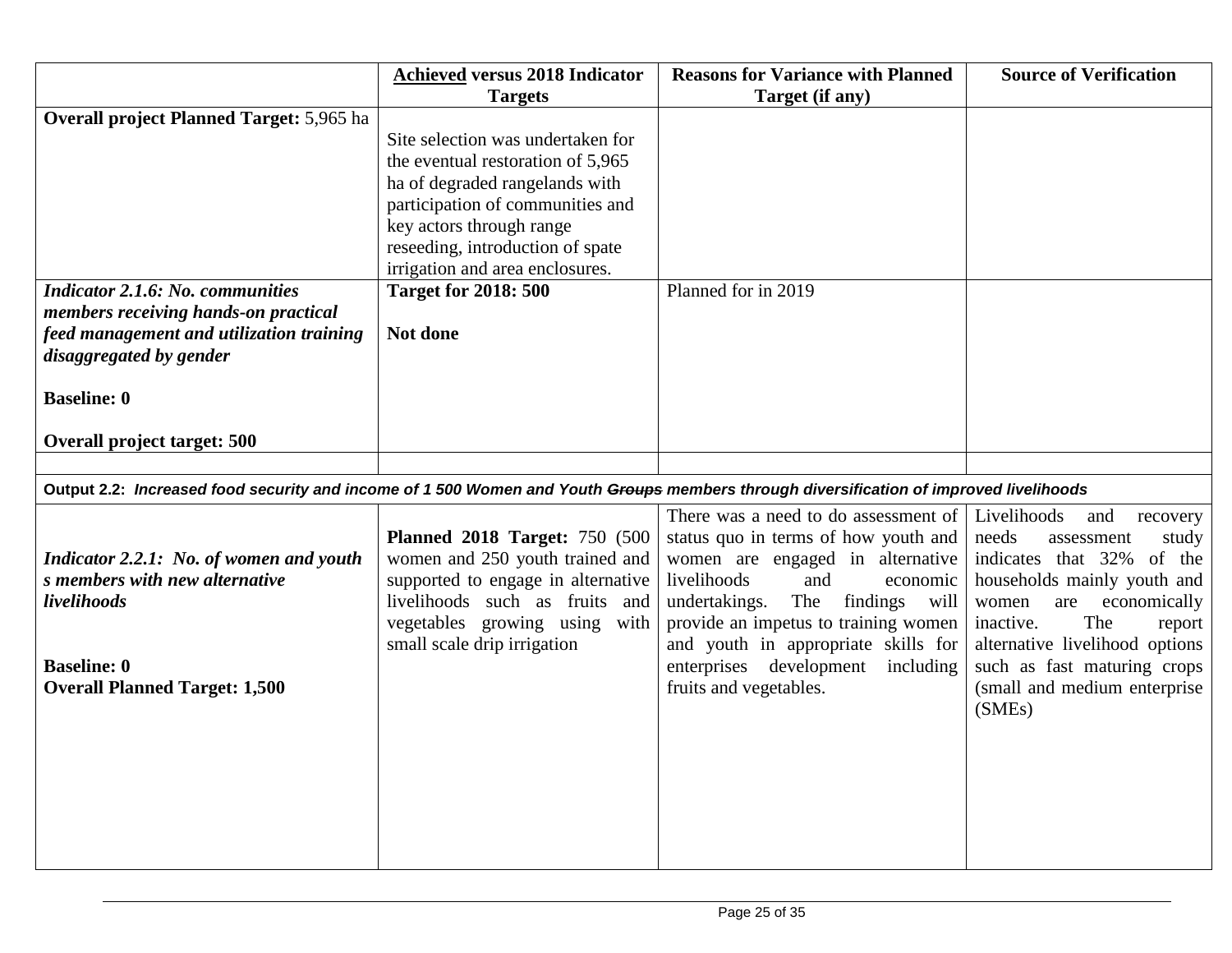| | **Achieved versus 2018 Indicator Targets** | **Reasons for Variance with Planned Target (if any)** | **Source of Verification** |
|---|---|---|---|
| **Overall project Planned Target:** 5,965 ha | Site selection was undertaken for the eventual restoration of 5,965 ha of degraded rangelands with participation of communities and key actors through range reseeding, introduction of spate irrigation and area enclosures. | | |
| ***Indicator 2.1.6: No. communities members receiving hands-on practical feed management and utilization training disaggregated by gender***<br><br>**Baseline: 0**<br><br>**Overall project target: 500** | **Target for 2018: 500**<br><br>**Not done** | Planned for in 2019 | |
| | | | |
| **Output 2.2:** ***Increased food security and income of 1 500 Women and Youth ~~Groups~~ members through diversification of improved livelihoods*** | | | |
| ***Indicator 2.2.1: No. of women and youth s members with new alternative livelihoods***<br><br>**Baseline: 0**<br>**Overall Planned Target: 1,500** | **Planned 2018 Target:** 750 (500 women and 250 youth trained and supported to engage in alternative livelihoods such as fruits and vegetables growing using with small scale drip irrigation | There was a need to do assessment of status quo in terms of how youth and women are engaged in alternative livelihoods and economic undertakings. The findings will provide an impetus to training women and youth in appropriate skills for enterprises development including fruits and vegetables. | Livelihoods and recovery needs assessment study indicates that 32% of the households mainly youth and women are economically inactive. The report alternative livelihood options such as fast maturing crops (small and medium enterprise (SMEs) |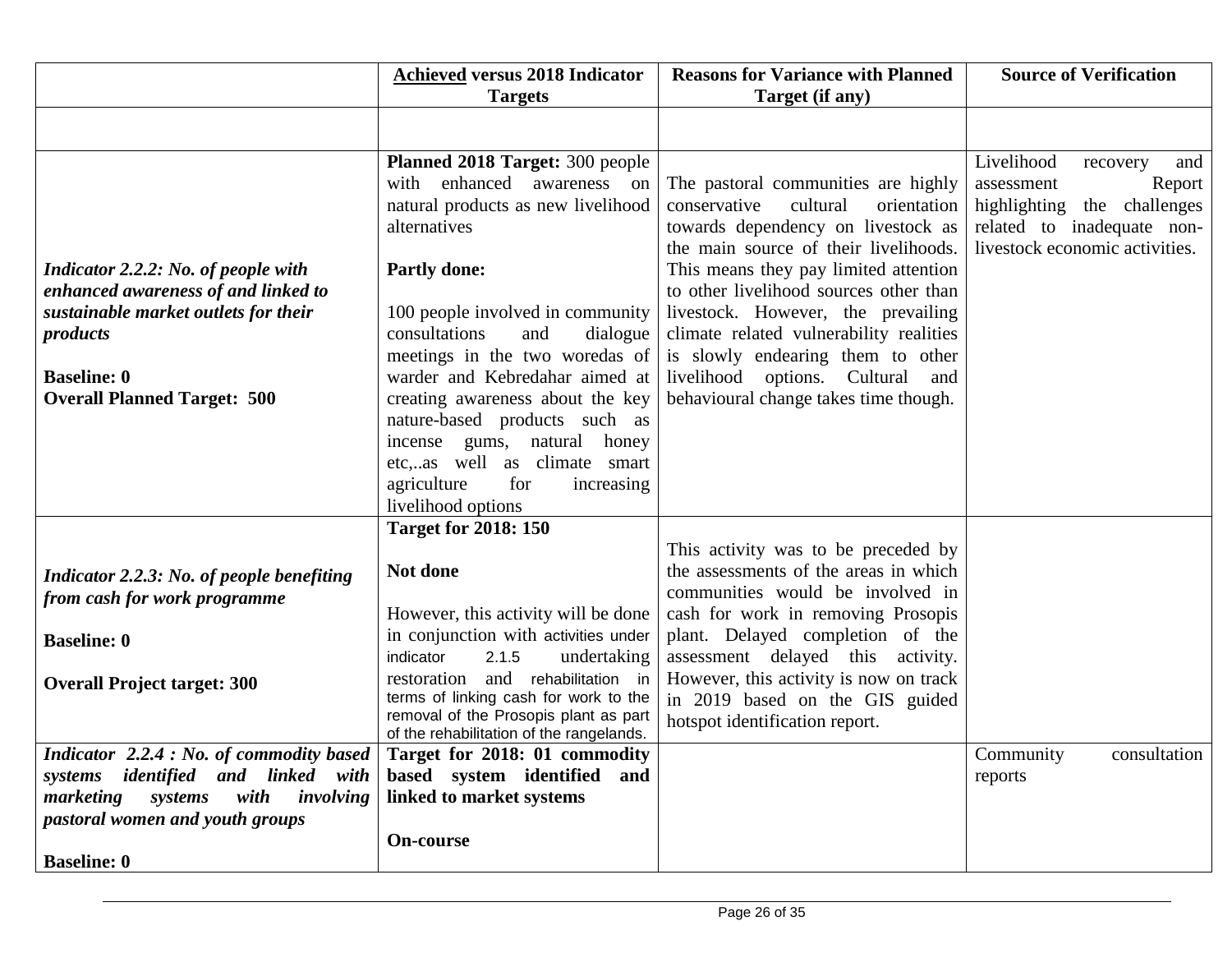| | **<u>Achieved</u> versus 2018 Indicator Targets** | **Reasons for Variance with Planned Target (if any)** | **Source of Verification** |
|---|---|---|---|
| | | | |
| *Indicator 2.2.2: No. of people with enhanced awareness of and linked to sustainable market outlets for their products*<br><br>**Baseline: 0**<br>**Overall Planned Target: 500** | **Planned 2018 Target:** 300 people with enhanced awareness on natural products as new livelihood alternatives<br><br>**Partly done:**<br><br>100 people involved in community consultations and dialogue meetings in the two woredas of warder and Kebredahar aimed at creating awareness about the key nature-based products such as incense gums, natural honey etc,..as well as climate smart agriculture for increasing livelihood options | The pastoral communities are highly conservative cultural orientation towards dependency on livestock as the main source of their livelihoods. This means they pay limited attention to other livelihood sources other than livestock. However, the prevailing climate related vulnerability realities is slowly endearing them to other livelihood options. Cultural and behavioural change takes time though. | Livelihood recovery and assessment Report highlighting the challenges related to inadequate non-livestock economic activities. |
| *Indicator 2.2.3: No. of people benefiting from cash for work programme*<br><br>**Baseline: 0**<br><br>**Overall Project target: 300** | **Target for 2018: 150**<br><br>**Not done**<br><br>However, this activity will be done in conjunction with activities under indicator 2.1.5 undertaking restoration and rehabilitation in terms of linking cash for work to the removal of the Prosopis plant as part of the rehabilitation of the rangelands. | This activity was to be preceded by the assessments of the areas in which communities would be involved in cash for work in removing Prosopis plant. Delayed completion of the assessment delayed this activity. However, this activity is now on track in 2019 based on the GIS guided hotspot identification report. | |
| *Indicator 2.2.4 : No. of commodity based systems identified and linked with marketing systems with involving pastoral women and youth groups*<br><br>**Baseline: 0** | **Target for 2018: 01 commodity based system identified and linked to market systems**<br><br>**On-course** | | Community consultation reports |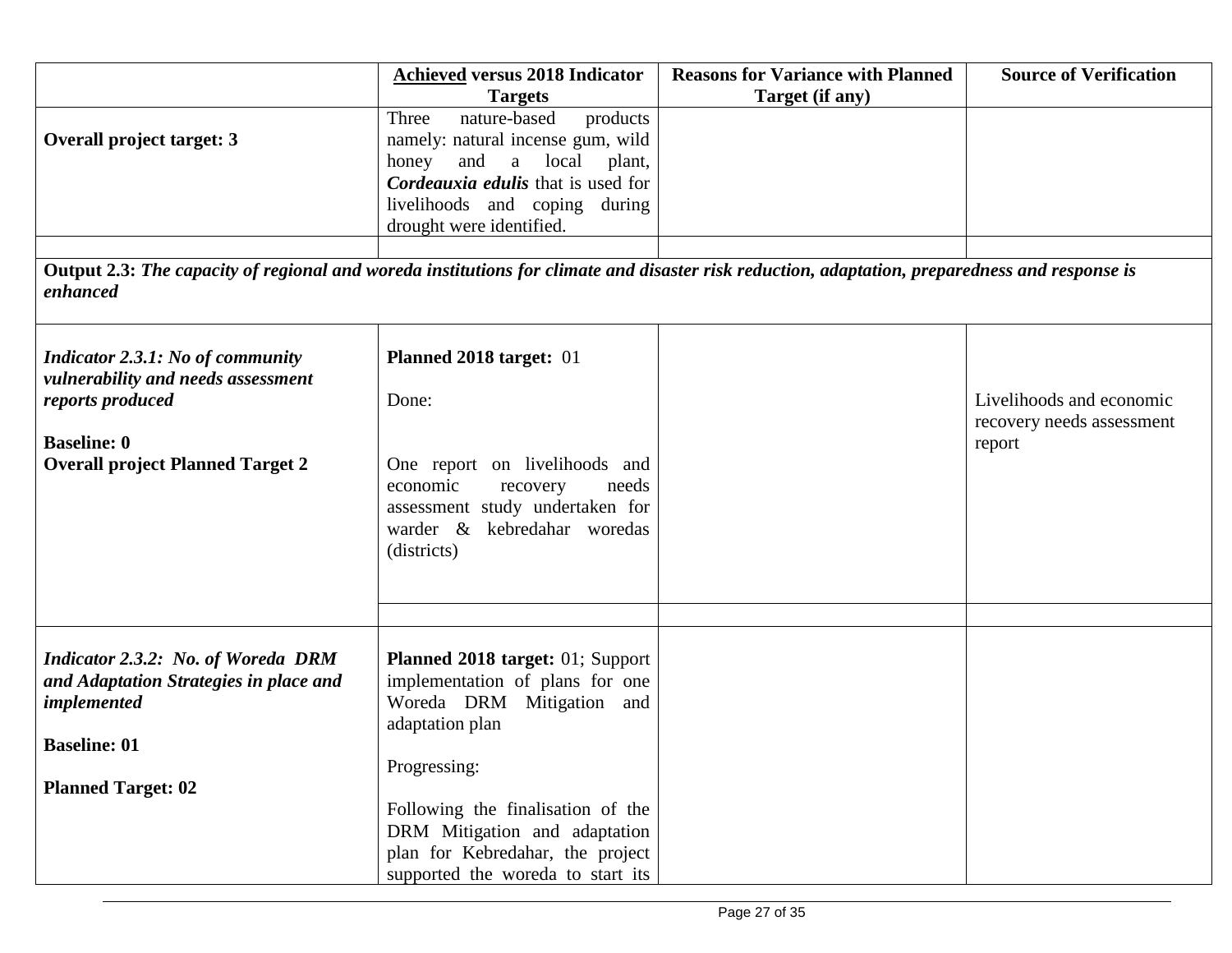| | **Achieved versus 2018 Indicator Targets** | **Reasons for Variance with Planned Target (if any)** | **Source of Verification** |
|---|---|---|---|
| **Overall project target: 3** | Three nature-based products namely: natural incense gum, wild honey and a local plant, ***Cordeauxia edulis*** that is used for livelihoods and coping during drought were identified. | | |
| | | | |
| **Output 2.3:** ***The capacity of regional and woreda institutions for climate and disaster risk reduction, adaptation, preparedness and response is enhanced*** | | | |
| ***Indicator 2.3.1: No of community vulnerability and needs assessment reports produced***<br><br>**Baseline: 0**<br>**Overall project Planned Target 2** | **Planned 2018 target:** 01<br><br>Done:<br><br>One report on livelihoods and economic recovery needs assessment study undertaken for warder & kebredahar woredas (districts) | | Livelihoods and economic recovery needs assessment report |
| | | | |
| ***Indicator 2.3.2: No. of Woreda DRM and Adaptation Strategies in place and implemented***<br><br>**Baseline: 01**<br><br>**Planned Target: 02** | **Planned 2018 target:** 01; Support implementation of plans for one Woreda DRM Mitigation and adaptation plan<br><br>Progressing:<br><br>Following the finalisation of the DRM Mitigation and adaptation plan for Kebredahar, the project supported the woreda to start its | | |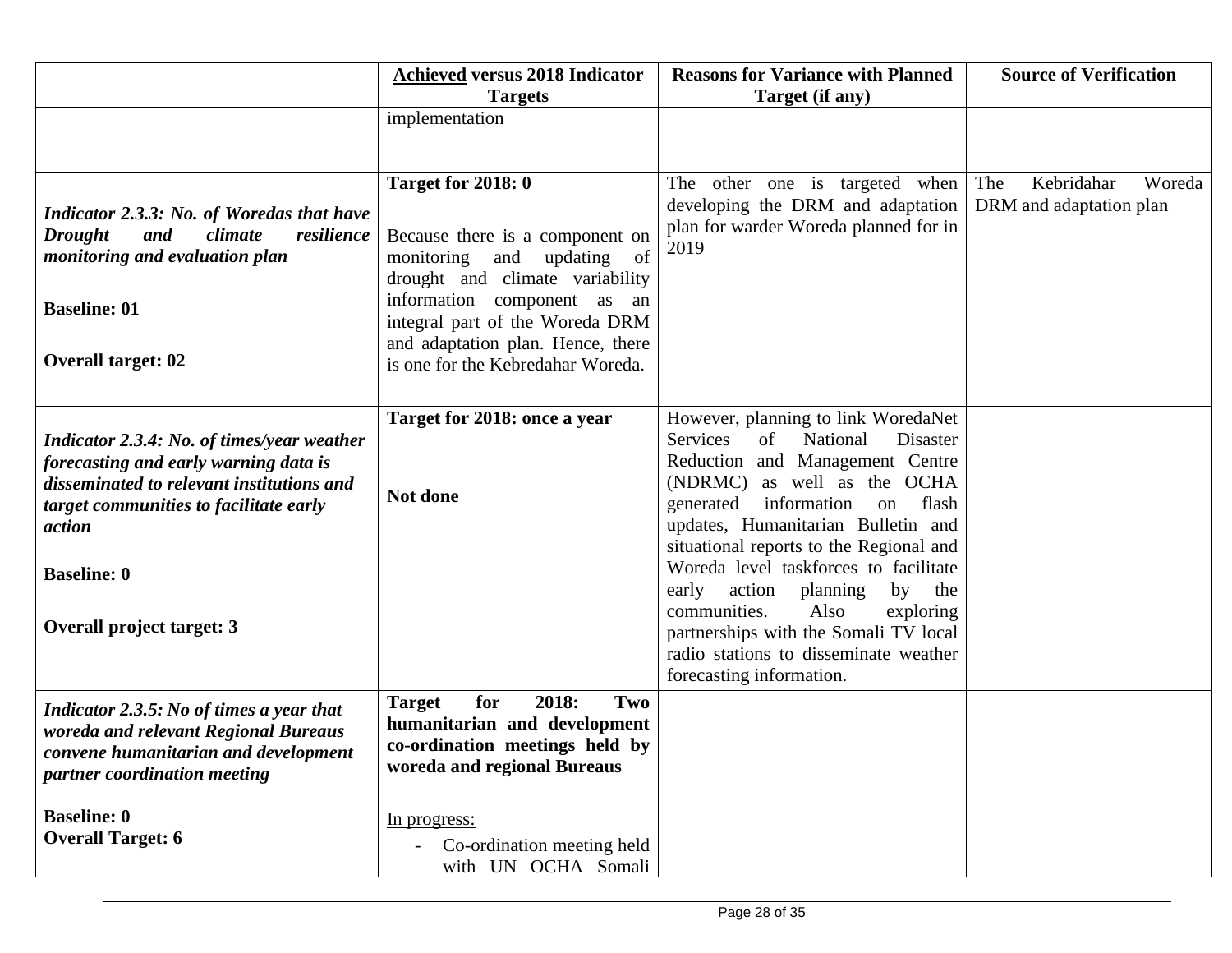| | **Achieved versus 2018 Indicator Targets** | **Reasons for Variance with Planned Target (if any)** | **Source of Verification** |
|---|---|---|---|
| | implementation | | |
| ***Indicator 2.3.3: No. of Woredas that have Drought and climate resilience monitoring and evaluation plan***<br><br>**Baseline: 01**<br><br>**Overall target: 02** | **Target for 2018: 0**<br><br>Because there is a component on monitoring and updating of drought and climate variability information component as an integral part of the Woreda DRM and adaptation plan. Hence, there is one for the Kebredahar Woreda. | The other one is targeted when developing the DRM and adaptation plan for warder Woreda planned for in 2019 | The Kebridahar Woreda DRM and adaptation plan |
| ***Indicator 2.3.4: No. of times/year weather forecasting and early warning data is disseminated to relevant institutions and target communities to facilitate early action***<br><br>**Baseline: 0**<br><br>**Overall project target: 3** | **Target for 2018: once a year**<br><br>**Not done** | However, planning to link WoredaNet Services of National Disaster Reduction and Management Centre (NDRMC) as well as the OCHA generated information on flash updates, Humanitarian Bulletin and situational reports to the Regional and Woreda level taskforces to facilitate early action planning by the communities. Also exploring partnerships with the Somali TV local radio stations to disseminate weather forecasting information. | |
| ***Indicator 2.3.5: No of times a year that woreda and relevant Regional Bureaus convene humanitarian and development partner coordination meeting***<br><br>**Baseline: 0**<br>**Overall Target: 6** | **Target for 2018: Two humanitarian and development co-ordination meetings held by woreda and regional Bureaus**<br><br><u>In progress:</u><br>- Co-ordination meeting held with UN OCHA Somali | | |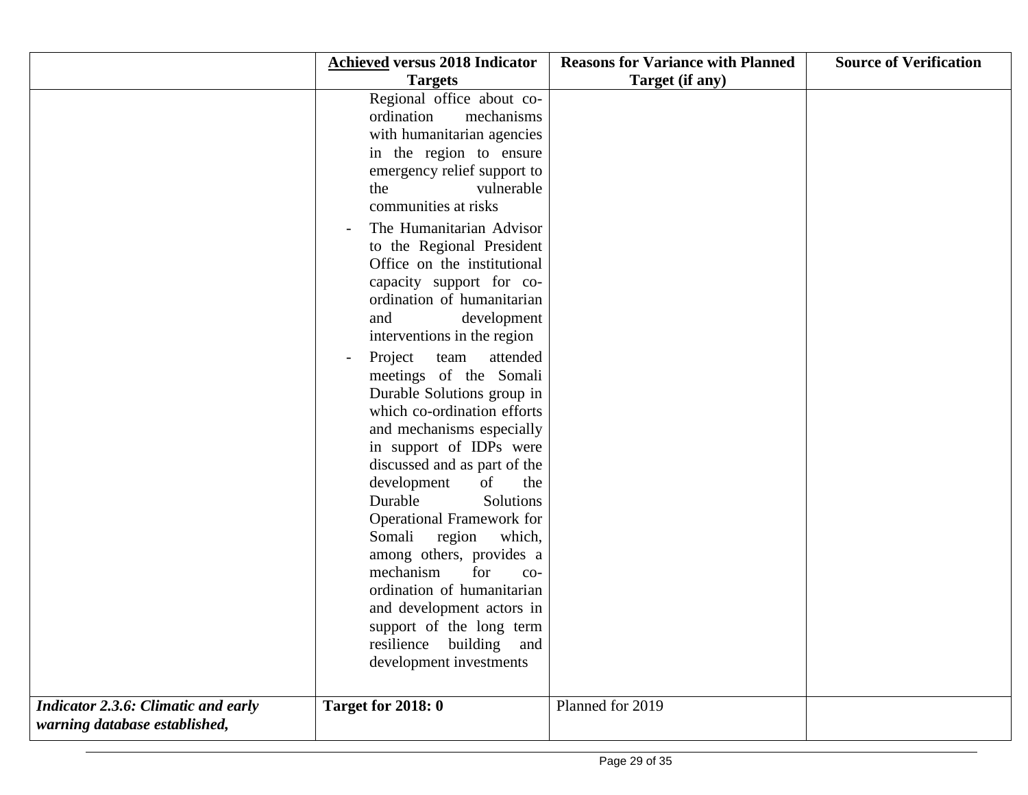| | **Achieved versus 2018 Indicator Targets** | **Reasons for Variance with Planned Target (if any)** | **Source of Verification** |
|---|---|---|---|
| | Regional office about co-ordination mechanisms with humanitarian agencies in the region to ensure emergency relief support to the vulnerable communities at risks<br>- The Humanitarian Advisor to the Regional President Office on the institutional capacity support for co-ordination of humanitarian and development interventions in the region<br>- Project team attended meetings of the Somali Durable Solutions group in which co-ordination efforts and mechanisms especially in support of IDPs were discussed and as part of the development of the Durable Solutions Operational Framework for Somali region which, among others, provides a mechanism for co-ordination of humanitarian and development actors in support of the long term resilience building and development investments | | |
| ***Indicator 2.3.6: Climatic and early warning database established,*** | **Target for 2018: 0** | Planned for 2019 | |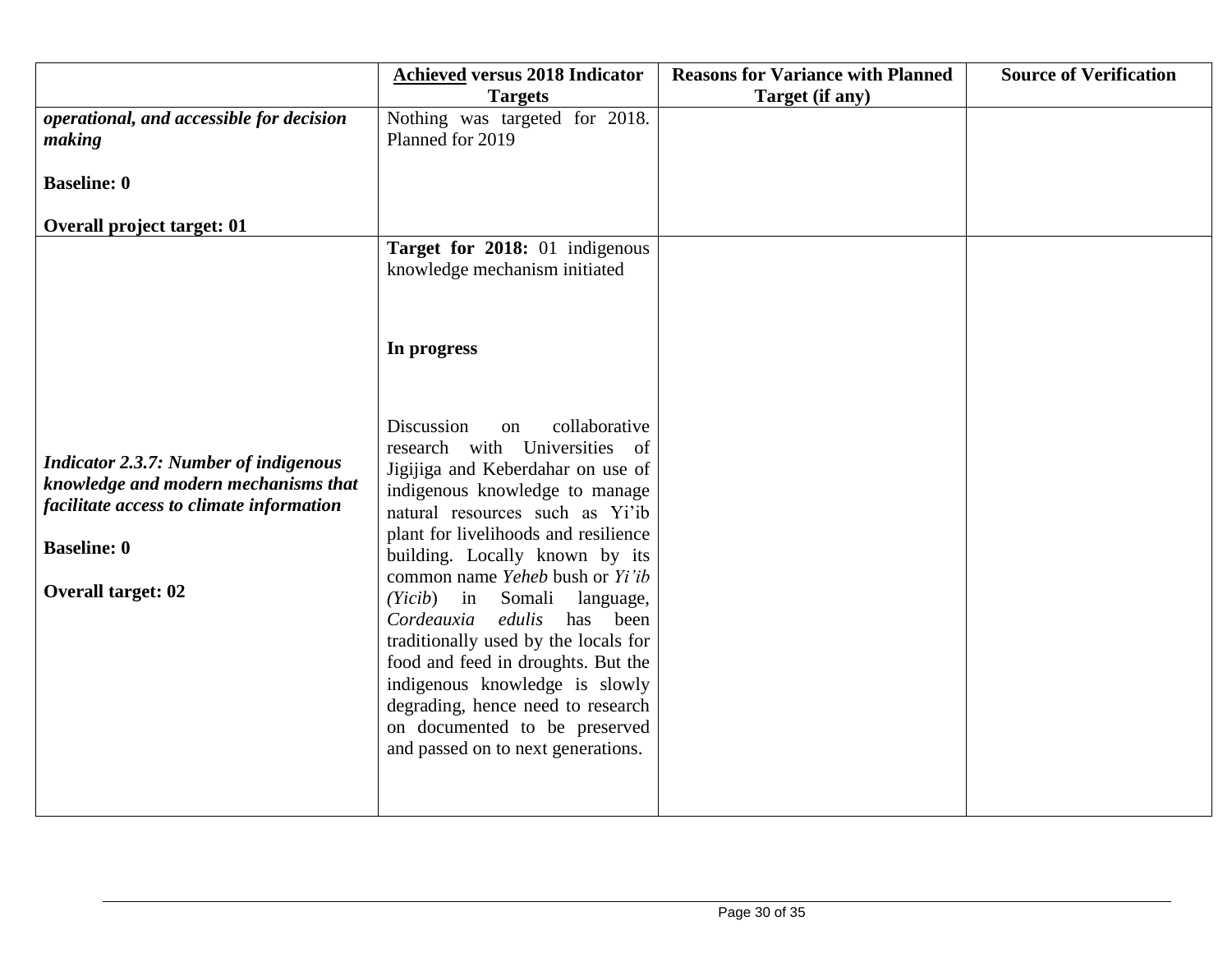| | <u>**Achieved**</u> **versus 2018 Indicator Targets** | **Reasons for Variance with Planned Target (if any)** | **Source of Verification** |
|---|---|---|---|
| ***operational, and accessible for decision making***<br><br>**Baseline: 0**<br><br>**Overall project target: 01** | Nothing was targeted for 2018. Planned for 2019 | | |
| ***Indicator 2.3.7: Number of indigenous knowledge and modern mechanisms that facilitate access to climate information***<br><br>**Baseline: 0**<br><br>**Overall target: 02** | **Target for 2018:** 01 indigenous knowledge mechanism initiated<br><br>**In progress**<br><br>Discussion on collaborative research with Universities of Jigijiga and Keberdahar on use of indigenous knowledge to manage natural resources such as Yi'ib plant for livelihoods and resilience building. Locally known by its common name *Yeheb* bush or *Yi'ib (Yicib*) in Somali language, *Cordeauxia edulis* has been traditionally used by the locals for food and feed in droughts. But the indigenous knowledge is slowly degrading, hence need to research on documented to be preserved and passed on to next generations. | | |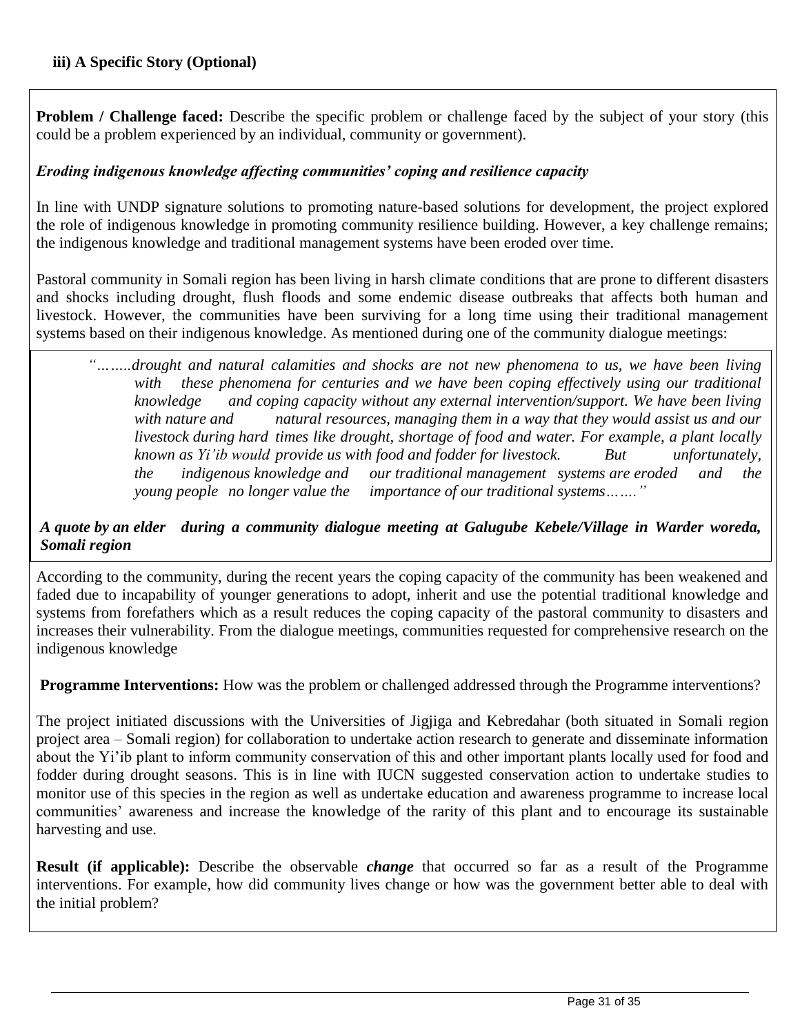### iii) A Specific Story (Optional)

**Problem / Challenge faced:** Describe the specific problem or challenge faced by the subject of your story (this could be a problem experienced by an individual, community or government).

***Eroding indigenous knowledge affecting communities' coping and resilience capacity***

In line with UNDP signature solutions to promoting nature-based solutions for development, the project explored the role of indigenous knowledge in promoting community resilience building. However, a key challenge remains; the indigenous knowledge and traditional management systems have been eroded over time.

Pastoral community in Somali region has been living in harsh climate conditions that are prone to different disasters and shocks including drought, flush floods and some endemic disease outbreaks that affects both human and livestock. However, the communities have been surviving for a long time using their traditional management systems based on their indigenous knowledge. As mentioned during one of the community dialogue meetings:

> *"……..drought and natural calamities and shocks are not new phenomena to us, we have been living with these phenomena for centuries and we have been coping effectively using our traditional knowledge and coping capacity without any external intervention/support. We have been living with nature and natural resources, managing them in a way that they would assist us and our livestock during hard times like drought, shortage of food and water. For example, a plant locally known as Yi'ib would provide us with food and fodder for livestock. But unfortunately, the indigenous knowledge and our traditional management systems are eroded and the young people no longer value the importance of our traditional systems……."*

***A quote by an elder during a community dialogue meeting at Galugube Kebele/Village in Warder woreda, Somali region***

According to the community, during the recent years the coping capacity of the community has been weakened and faded due to incapability of younger generations to adopt, inherit and use the potential traditional knowledge and systems from forefathers which as a result reduces the coping capacity of the pastoral community to disasters and increases their vulnerability. From the dialogue meetings, communities requested for comprehensive research on the indigenous knowledge

**Programme Interventions:** How was the problem or challenged addressed through the Programme interventions?

The project initiated discussions with the Universities of Jigjiga and Kebredahar (both situated in Somali region project area – Somali region) for collaboration to undertake action research to generate and disseminate information about the Yi'ib plant to inform community conservation of this and other important plants locally used for food and fodder during drought seasons. This is in line with IUCN suggested conservation action to undertake studies to monitor use of this species in the region as well as undertake education and awareness programme to increase local communities' awareness and increase the knowledge of the rarity of this plant and to encourage its sustainable harvesting and use.

**Result (if applicable):** Describe the observable ***change*** that occurred so far as a result of the Programme interventions. For example, how did community lives change or how was the government better able to deal with the initial problem?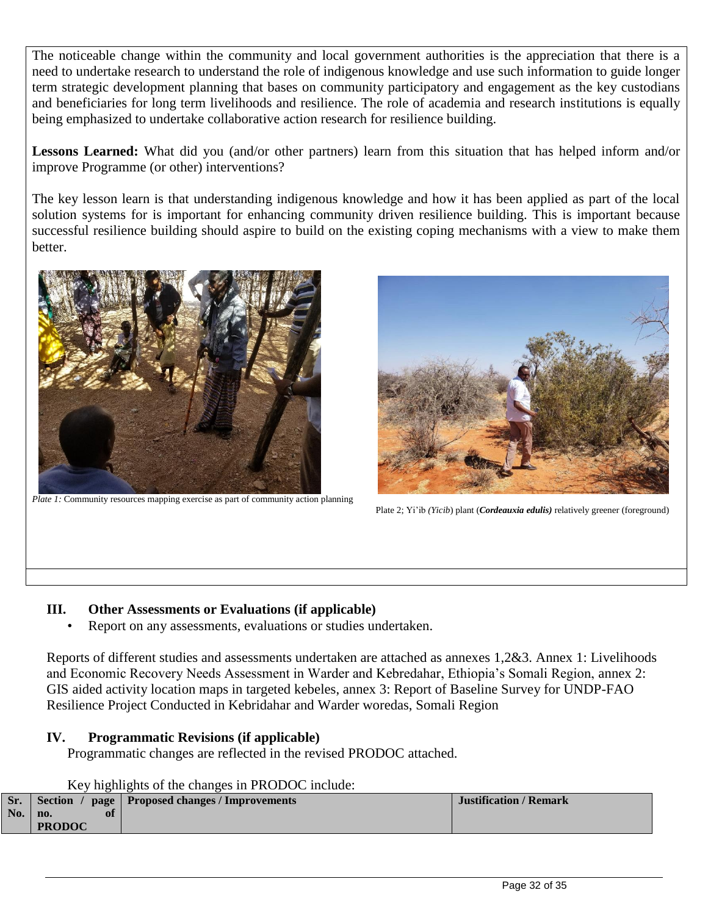The noticeable change within the community and local government authorities is the appreciation that there is a need to undertake research to understand the role of indigenous knowledge and use such information to guide longer term strategic development planning that bases on community participatory and engagement as the key custodians and beneficiaries for long term livelihoods and resilience. The role of academia and research institutions is equally being emphasized to undertake collaborative action research for resilience building.

**Lessons Learned:** What did you (and/or other partners) learn from this situation that has helped inform and/or improve Programme (or other) interventions?

The key lesson learn is that understanding indigenous knowledge and how it has been applied as part of the local solution systems for is important for enhancing community driven resilience building. This is important because successful resilience building should aspire to build on the existing coping mechanisms with a view to make them better.

*Plate 1:* Community resources mapping exercise as part of community action planning

Plate 2; Yi'ib *(Yicib)* plant (***Cordeauxia edulis)*** relatively greener (foreground)

## III. Other Assessments or Evaluations (if applicable)

- Report on any assessments, evaluations or studies undertaken.

Reports of different studies and assessments undertaken are attached as annexes 1,2&3. Annex 1: Livelihoods and Economic Recovery Needs Assessment in Warder and Kebredahar, Ethiopia's Somali Region, annex 2: GIS aided activity location maps in targeted kebeles, annex 3: Report of Baseline Survey for UNDP-FAO Resilience Project Conducted in Kebridahar and Warder woredas, Somali Region

## IV. Programmatic Revisions (if applicable)

Programmatic changes are reflected in the revised PRODOC attached.

Key highlights of the changes in PRODOC include:

| Sr. No. | Section / page no. of PRODOC | Proposed changes / Improvements | Justification / Remark |
|---|---|---|---|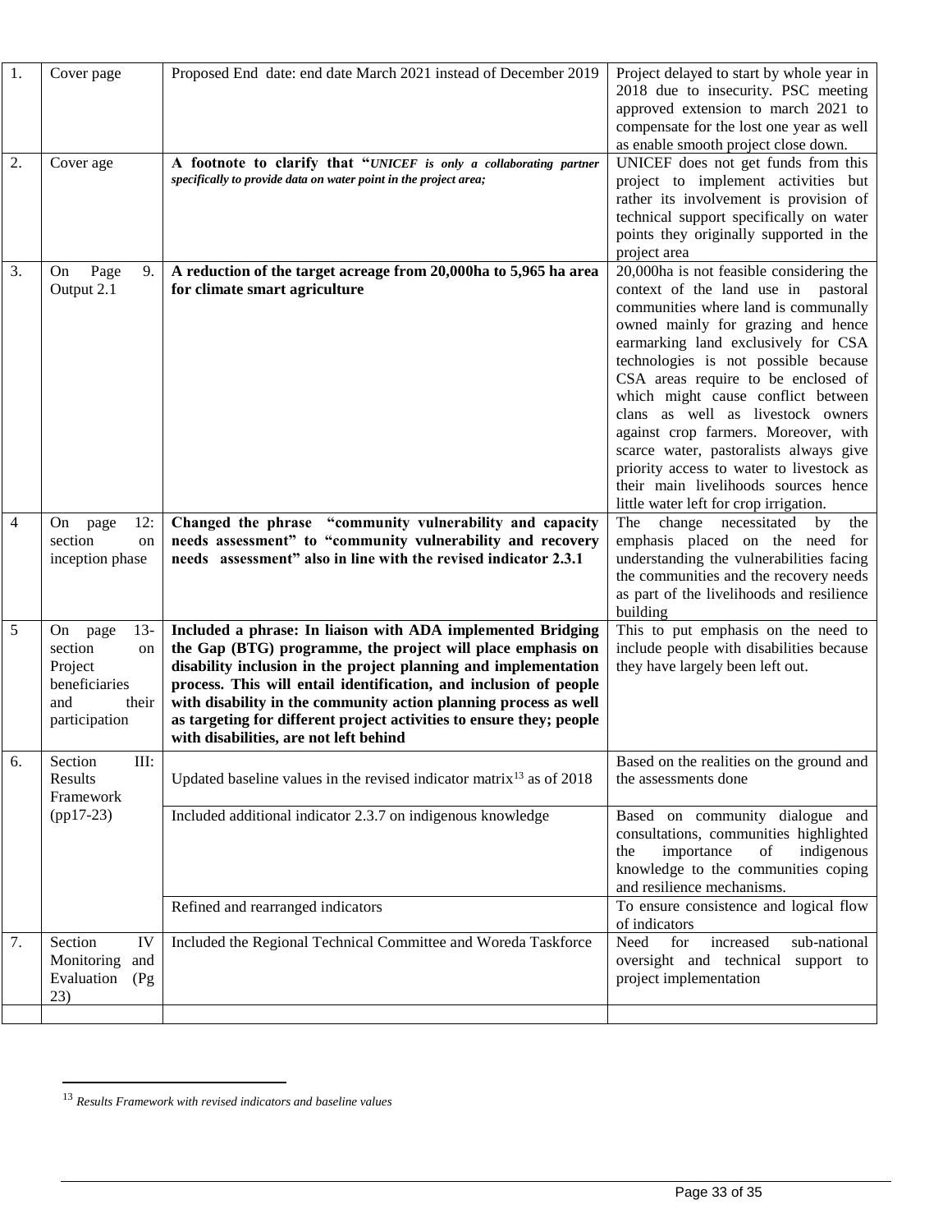| 1. | Cover page | Proposed End date: end date March 2021 instead of December 2019 | Project delayed to start by whole year in 2018 due to insecurity. PSC meeting approved extension to march 2021 to compensate for the lost one year as well as enable smooth project close down. |
|---|---|---|---|
| 2. | Cover age | **A footnote to clarify that "*UNICEF is only a collaborating partner specifically to provide data on water point in the project area;*** | UNICEF does not get funds from this project to implement activities but rather its involvement is provision of technical support specifically on water points they originally supported in the project area |
| 3. | On Page 9. Output 2.1 | **A reduction of the target acreage from 20,000ha to 5,965 ha area for climate smart agriculture** | 20,000ha is not feasible considering the context of the land use in pastoral communities where land is communally owned mainly for grazing and hence earmarking land exclusively for CSA technologies is not possible because CSA areas require to be enclosed of which might cause conflict between clans as well as livestock owners against crop farmers. Moreover, with scarce water, pastoralists always give priority access to water to livestock as their main livelihoods sources hence little water left for crop irrigation. |
| 4 | On page 12: section on inception phase | **Changed the phrase "community vulnerability and capacity needs assessment" to "community vulnerability and recovery needs assessment" also in line with the revised indicator 2.3.1** | The change necessitated by the emphasis placed on the need for understanding the vulnerabilities facing the communities and the recovery needs as part of the livelihoods and resilience building |
| 5 | On page 13- section on Project beneficiaries and their participation | **Included a phrase: In liaison with ADA implemented Bridging the Gap (BTG) programme, the project will place emphasis on disability inclusion in the project planning and implementation process. This will entail identification, and inclusion of people with disability in the community action planning process as well as targeting for different project activities to ensure they; people with disabilities, are not left behind** | This to put emphasis on the need to include people with disabilities because they have largely been left out. |
| 6. | Section III: Results Framework (pp17-23) | Updated baseline values in the revised indicator matrix[13] as of 2018 | Based on the realities on the ground and the assessments done |
| | | Included additional indicator 2.3.7 on indigenous knowledge | Based on community dialogue and consultations, communities highlighted the importance of indigenous knowledge to the communities coping and resilience mechanisms. |
| | | Refined and rearranged indicators | To ensure consistence and logical flow of indicators |
| 7. | Section IV Monitoring and Evaluation (Pg 23) | Included the Regional Technical Committee and Woreda Taskforce | Need for increased sub-national oversight and technical support to project implementation |
| | | | |

[13] *Results Framework with revised indicators and baseline values*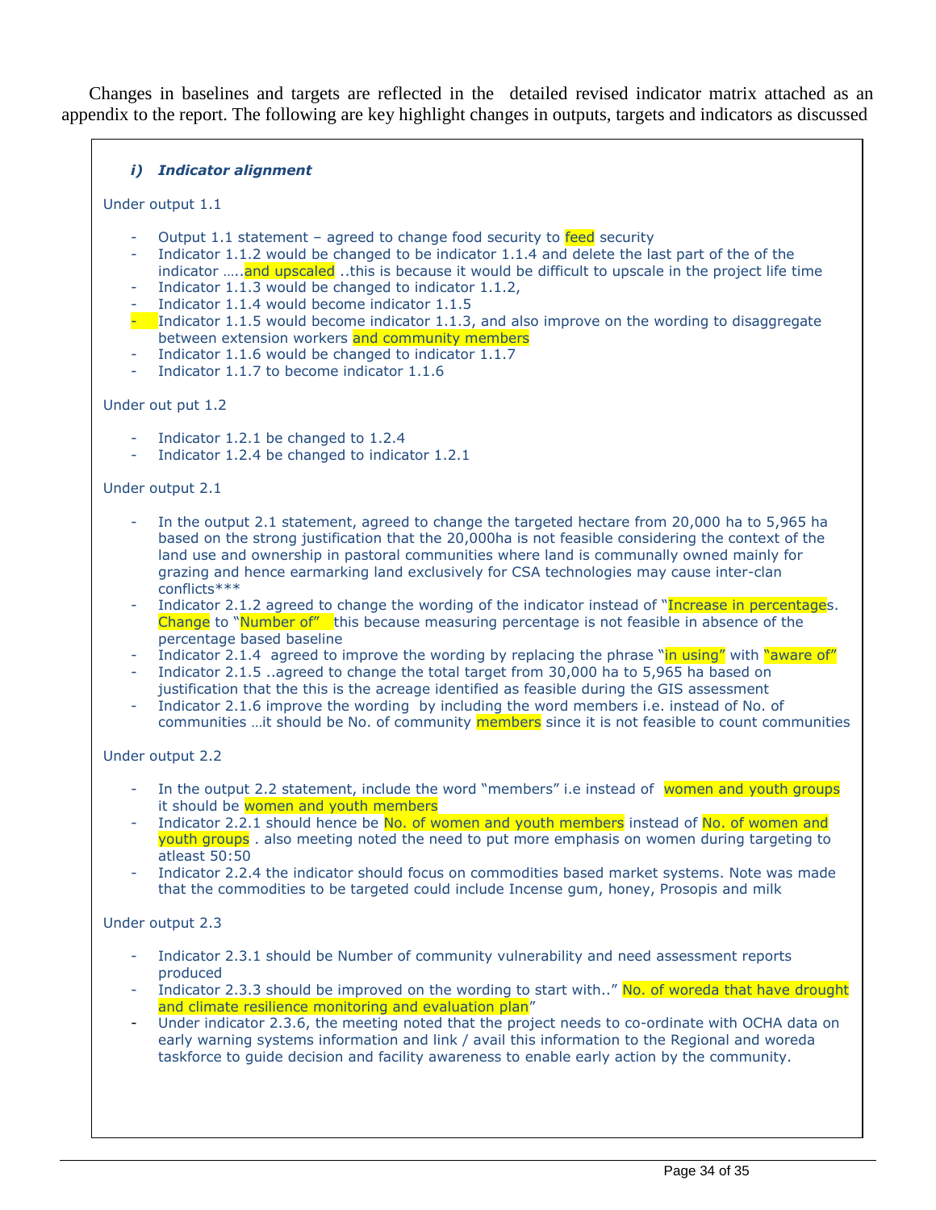Changes in baselines and targets are reflected in the detailed revised indicator matrix attached as an appendix to the report. The following are key highlight changes in outputs, targets and indicators as discussed

***i) Indicator alignment***

Under output 1.1

- Output 1.1 statement – agreed to change food security to feed security
- Indicator 1.1.2 would be changed to be indicator 1.1.4 and delete the last part of the of the indicator …..and upscaled ..this is because it would be difficult to upscale in the project life time
- Indicator 1.1.3 would be changed to indicator 1.1.2,
- Indicator 1.1.4 would become indicator 1.1.5
- Indicator 1.1.5 would become indicator 1.1.3, and also improve on the wording to disaggregate between extension workers and community members
- Indicator 1.1.6 would be changed to indicator 1.1.7
- Indicator 1.1.7 to become indicator 1.1.6

Under out put 1.2

- Indicator 1.2.1 be changed to 1.2.4
- Indicator 1.2.4 be changed to indicator 1.2.1

Under output 2.1

- In the output 2.1 statement, agreed to change the targeted hectare from 20,000 ha to 5,965 ha based on the strong justification that the 20,000ha is not feasible considering the context of the land use and ownership in pastoral communities where land is communally owned mainly for grazing and hence earmarking land exclusively for CSA technologies may cause inter-clan conflicts***
- Indicator 2.1.2 agreed to change the wording of the indicator instead of "Increase in percentages. Change to "Number of" this because measuring percentage is not feasible in absence of the percentage based baseline
- Indicator 2.1.4 agreed to improve the wording by replacing the phrase "in using" with "aware of"
- Indicator 2.1.5 ..agreed to change the total target from 30,000 ha to 5,965 ha based on justification that the this is the acreage identified as feasible during the GIS assessment
- Indicator 2.1.6 improve the wording by including the word members i.e. instead of No. of communities …it should be No. of community members since it is not feasible to count communities

Under output 2.2

- In the output 2.2 statement, include the word "members" i.e instead of women and youth groups it should be women and youth members
- Indicator 2.2.1 should hence be No. of women and youth members instead of No. of women and youth groups . also meeting noted the need to put more emphasis on women during targeting to atleast 50:50
- Indicator 2.2.4 the indicator should focus on commodities based market systems. Note was made that the commodities to be targeted could include Incense gum, honey, Prosopis and milk

Under output 2.3

- Indicator 2.3.1 should be Number of community vulnerability and need assessment reports produced
- Indicator 2.3.3 should be improved on the wording to start with.." No. of woreda that have drought and climate resilience monitoring and evaluation plan"
- Under indicator 2.3.6, the meeting noted that the project needs to co-ordinate with OCHA data on early warning systems information and link / avail this information to the Regional and woreda taskforce to guide decision and facility awareness to enable early action by the community.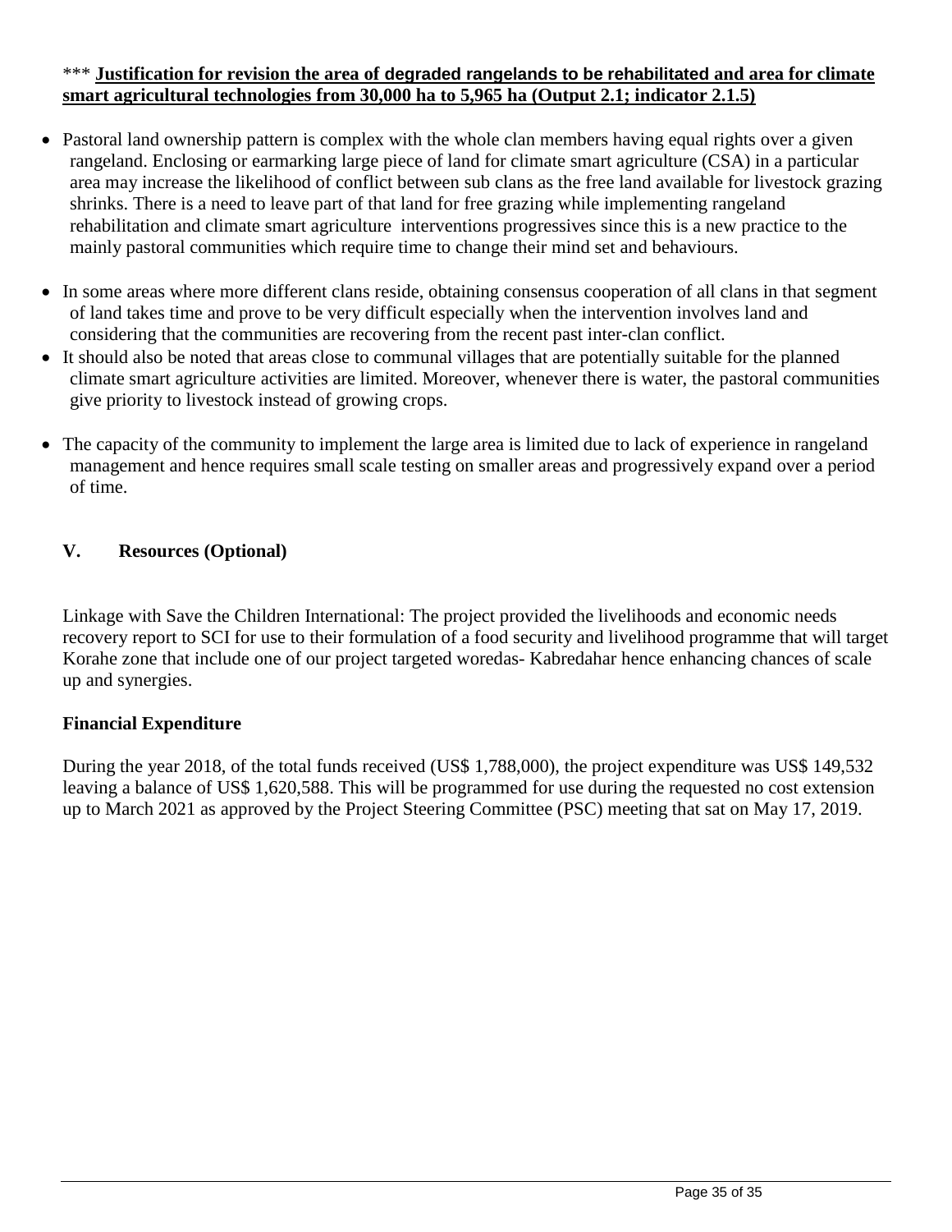*** **Justification for revision the area of degraded rangelands to be rehabilitated and area for climate smart agricultural technologies from 30,000 ha to 5,965 ha (Output 2.1; indicator 2.1.5)**

- Pastoral land ownership pattern is complex with the whole clan members having equal rights over a given rangeland. Enclosing or earmarking large piece of land for climate smart agriculture (CSA) in a particular area may increase the likelihood of conflict between sub clans as the free land available for livestock grazing shrinks. There is a need to leave part of that land for free grazing while implementing rangeland rehabilitation and climate smart agriculture interventions progressives since this is a new practice to the mainly pastoral communities which require time to change their mind set and behaviours.
- In some areas where more different clans reside, obtaining consensus cooperation of all clans in that segment of land takes time and prove to be very difficult especially when the intervention involves land and considering that the communities are recovering from the recent past inter-clan conflict.
- It should also be noted that areas close to communal villages that are potentially suitable for the planned climate smart agriculture activities are limited. Moreover, whenever there is water, the pastoral communities give priority to livestock instead of growing crops.
- The capacity of the community to implement the large area is limited due to lack of experience in rangeland management and hence requires small scale testing on smaller areas and progressively expand over a period of time.

## V. Resources (Optional)

Linkage with Save the Children International: The project provided the livelihoods and economic needs recovery report to SCI for use to their formulation of a food security and livelihood programme that will target Korahe zone that include one of our project targeted woredas- Kabredahar hence enhancing chances of scale up and synergies.

**Financial Expenditure**

During the year 2018, of the total funds received (US$ 1,788,000), the project expenditure was US$ 149,532 leaving a balance of US$ 1,620,588. This will be programmed for use during the requested no cost extension up to March 2021 as approved by the Project Steering Committee (PSC) meeting that sat on May 17, 2019.